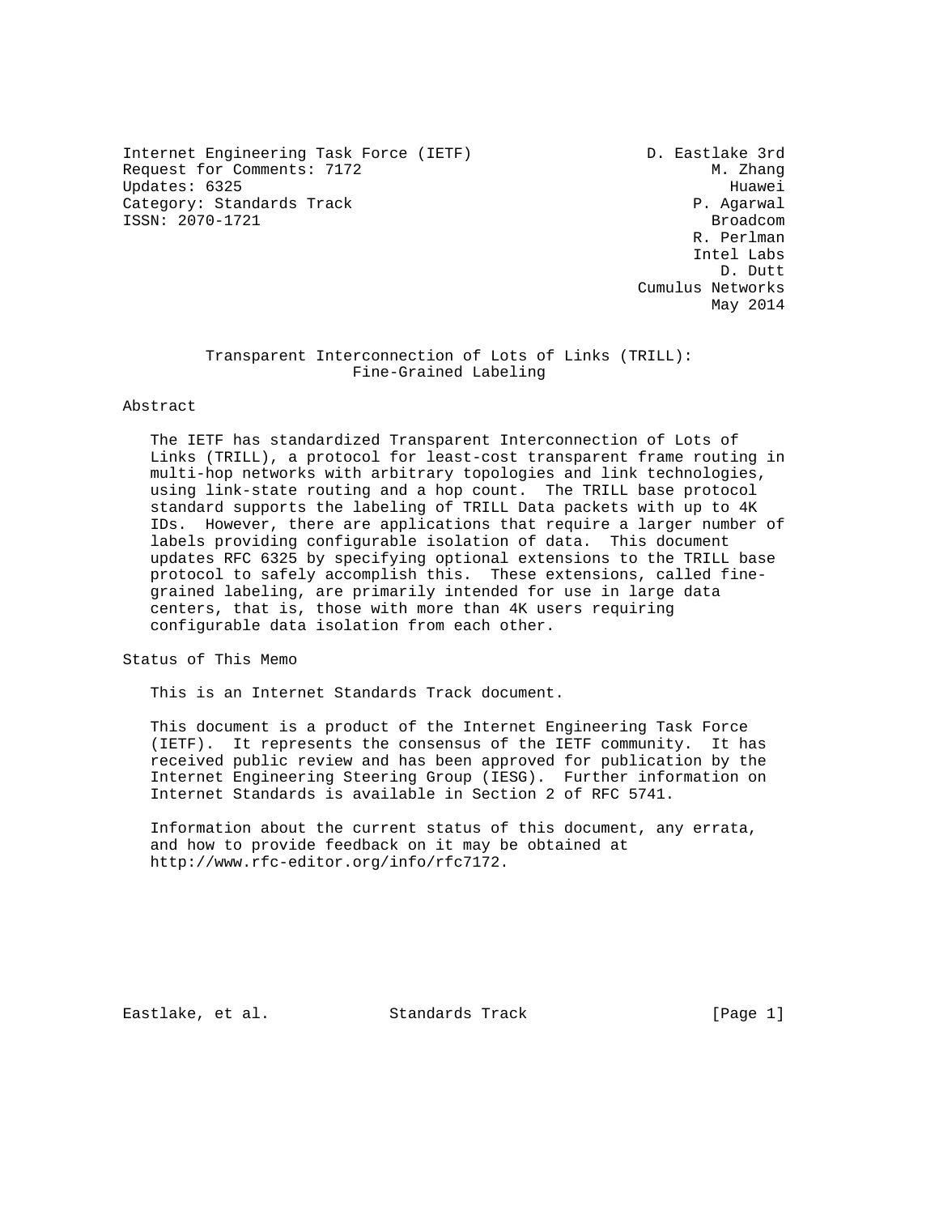Internet Engineering Task Force (IETF) D. Eastlake 3rd
Request for Comments: 7172 M. Zhang
Updates: 6325 Huawei
Category: Standards Track P. Agarwal
ISSN: 2070-1721 Broadcom
R. Perlman
Intel Labs
D. Dutt
Cumulus Networks
May 2014

# Transparent Interconnection of Lots of Links (TRILL): Fine-Grained Labeling

## Abstract

The IETF has standardized Transparent Interconnection of Lots of Links (TRILL), a protocol for least-cost transparent frame routing in multi-hop networks with arbitrary topologies and link technologies, using link-state routing and a hop count. The TRILL base protocol standard supports the labeling of TRILL Data packets with up to 4K IDs. However, there are applications that require a larger number of labels providing configurable isolation of data. This document updates RFC 6325 by specifying optional extensions to the TRILL base protocol to safely accomplish this. These extensions, called fine-grained labeling, are primarily intended for use in large data centers, that is, those with more than 4K users requiring configurable data isolation from each other.

## Status of This Memo

This is an Internet Standards Track document.

This document is a product of the Internet Engineering Task Force (IETF). It represents the consensus of the IETF community. It has received public review and has been approved for publication by the Internet Engineering Steering Group (IESG). Further information on Internet Standards is available in Section 2 of RFC 5741.

Information about the current status of this document, any errata, and how to provide feedback on it may be obtained at http://www.rfc-editor.org/info/rfc7172.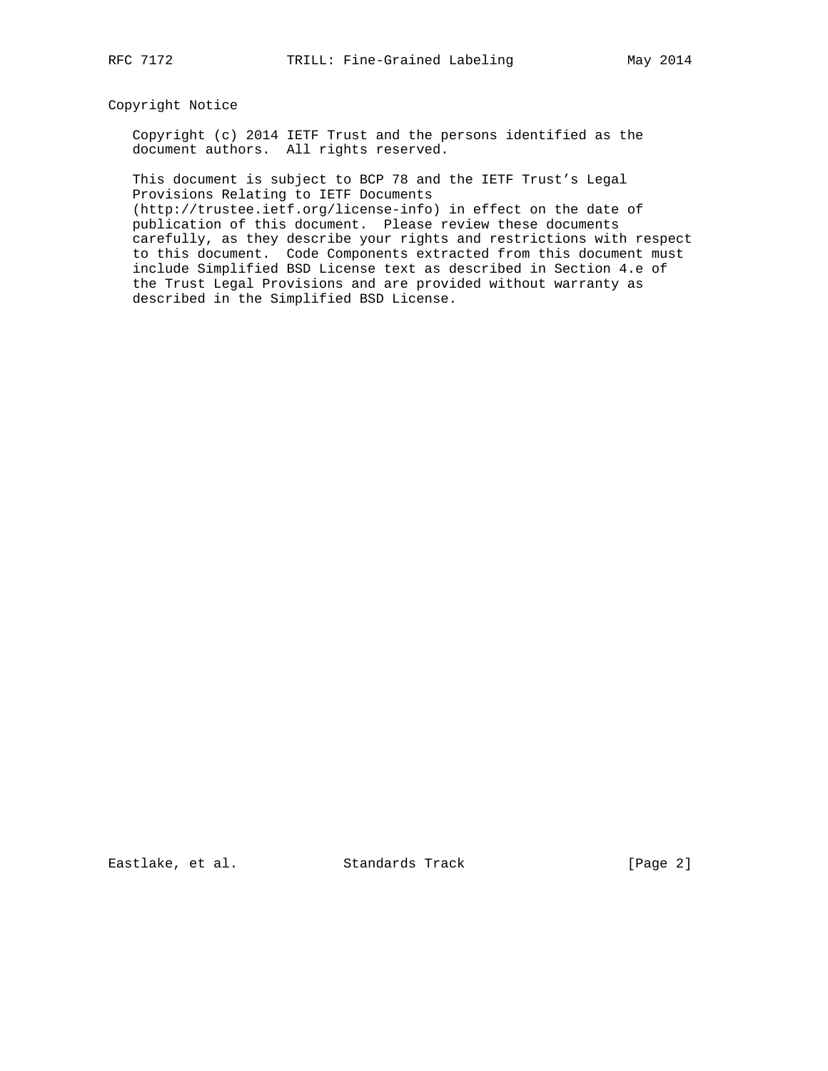## Copyright Notice

Copyright (c) 2014 IETF Trust and the persons identified as the document authors. All rights reserved.

This document is subject to BCP 78 and the IETF Trust's Legal Provisions Relating to IETF Documents (http://trustee.ietf.org/license-info) in effect on the date of publication of this document. Please review these documents carefully, as they describe your rights and restrictions with respect to this document. Code Components extracted from this document must include Simplified BSD License text as described in Section 4.e of the Trust Legal Provisions and are provided without warranty as described in the Simplified BSD License.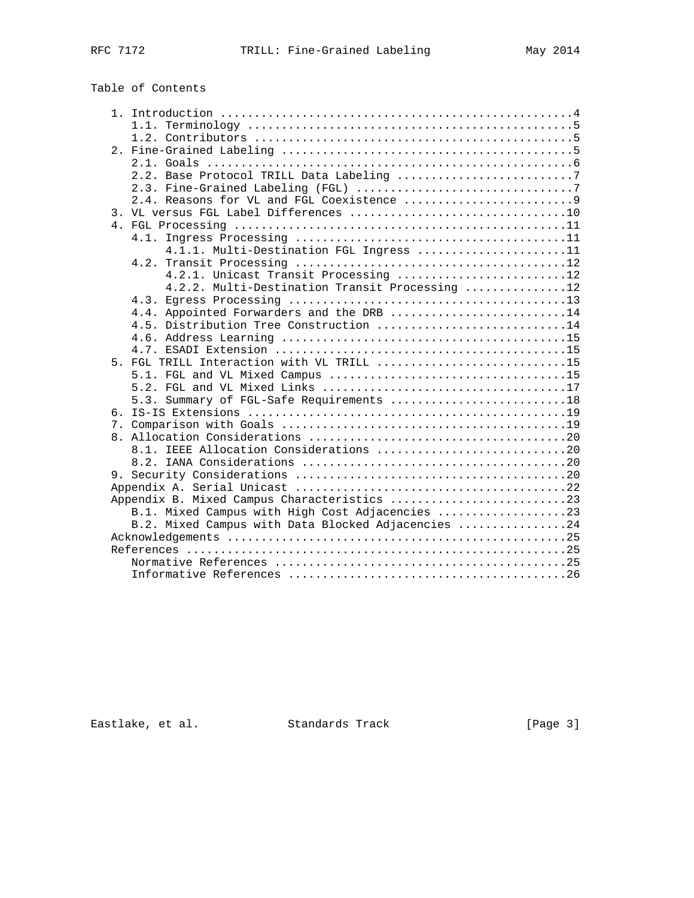Table of Contents

```
   1. Introduction ....................................................4
      1.1. Terminology ................................................5
      1.2. Contributors ...............................................5
   2. Fine-Grained Labeling ...........................................5
      2.1. Goals ......................................................6
      2.2. Base Protocol TRILL Data Labeling ..........................7
      2.3. Fine-Grained Labeling (FGL) ................................7
      2.4. Reasons for VL and FGL Coexistence .........................9
   3. VL versus FGL Label Differences ................................10
   4. FGL Processing .................................................11
      4.1. Ingress Processing ........................................11
           4.1.1. Multi-Destination FGL Ingress ......................11
      4.2. Transit Processing ........................................12
           4.2.1. Unicast Transit Processing .........................12
           4.2.2. Multi-Destination Transit Processing ...............12
      4.3. Egress Processing .........................................13
      4.4. Appointed Forwarders and the DRB ..........................14
      4.5. Distribution Tree Construction ............................14
      4.6. Address Learning ..........................................15
      4.7. ESADI Extension ...........................................15
   5. FGL TRILL Interaction with VL TRILL ............................15
      5.1. FGL and VL Mixed Campus ...................................15
      5.2. FGL and VL Mixed Links ....................................17
      5.3. Summary of FGL-Safe Requirements ..........................18
   6. IS-IS Extensions ...............................................19
   7. Comparison with Goals ..........................................19
   8. Allocation Considerations ......................................20
      8.1. IEEE Allocation Considerations ............................20
      8.2. IANA Considerations .......................................20
   9. Security Considerations ........................................20
   Appendix A. Serial Unicast ........................................22
   Appendix B. Mixed Campus Characteristics ..........................23
      B.1. Mixed Campus with High Cost Adjacencies ...................23
      B.2. Mixed Campus with Data Blocked Adjacencies ................24
   Acknowledgements ..................................................25
   References ........................................................25
      Normative References ...........................................25
      Informative References .........................................26
```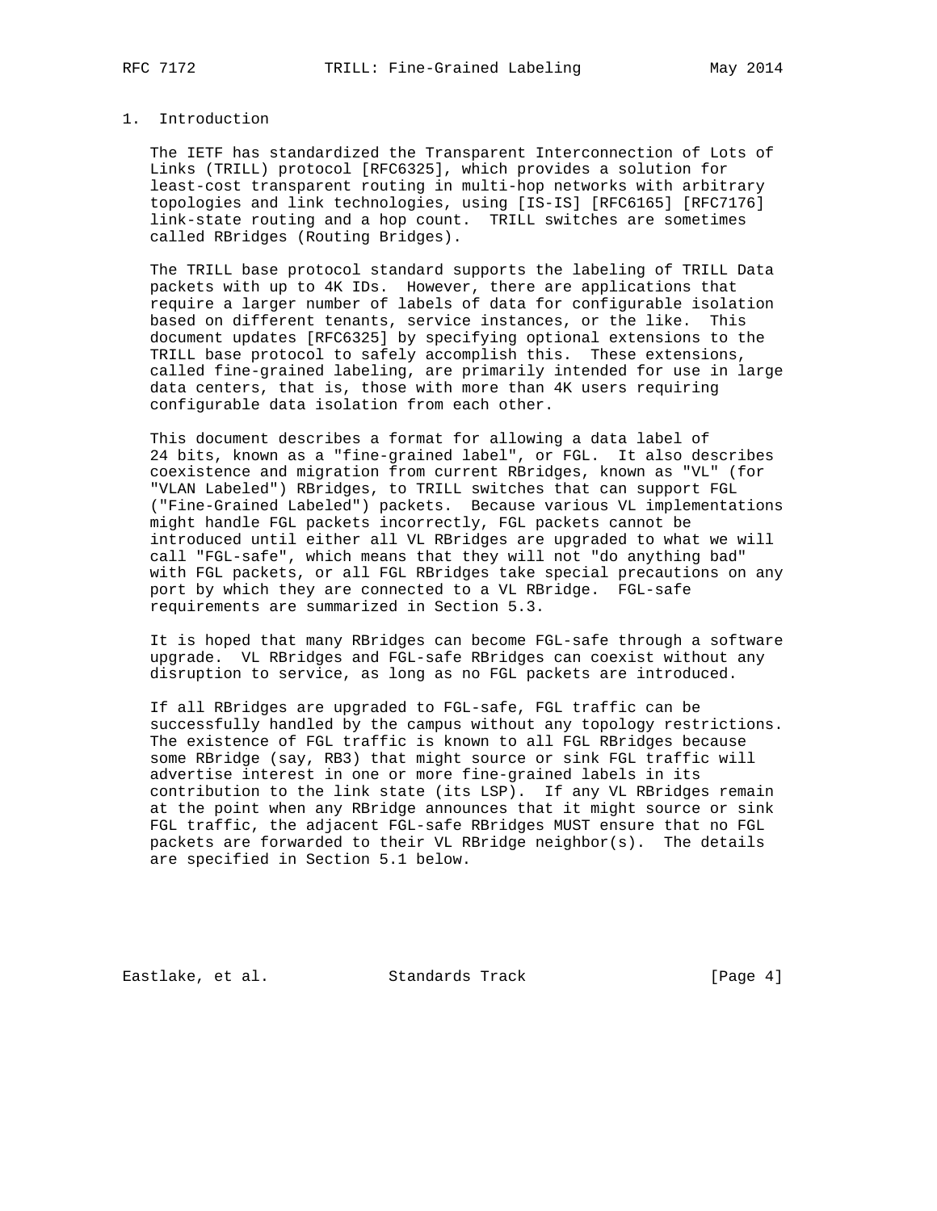## 1. Introduction

The IETF has standardized the Transparent Interconnection of Lots of Links (TRILL) protocol [RFC6325], which provides a solution for least-cost transparent routing in multi-hop networks with arbitrary topologies and link technologies, using [IS-IS] [RFC6165] [RFC7176] link-state routing and a hop count. TRILL switches are sometimes called RBridges (Routing Bridges).

The TRILL base protocol standard supports the labeling of TRILL Data packets with up to 4K IDs. However, there are applications that require a larger number of labels of data for configurable isolation based on different tenants, service instances, or the like. This document updates [RFC6325] by specifying optional extensions to the TRILL base protocol to safely accomplish this. These extensions, called fine-grained labeling, are primarily intended for use in large data centers, that is, those with more than 4K users requiring configurable data isolation from each other.

This document describes a format for allowing a data label of 24 bits, known as a "fine-grained label", or FGL. It also describes coexistence and migration from current RBridges, known as "VL" (for "VLAN Labeled") RBridges, to TRILL switches that can support FGL ("Fine-Grained Labeled") packets. Because various VL implementations might handle FGL packets incorrectly, FGL packets cannot be introduced until either all VL RBridges are upgraded to what we will call "FGL-safe", which means that they will not "do anything bad" with FGL packets, or all FGL RBridges take special precautions on any port by which they are connected to a VL RBridge. FGL-safe requirements are summarized in Section 5.3.

It is hoped that many RBridges can become FGL-safe through a software upgrade. VL RBridges and FGL-safe RBridges can coexist without any disruption to service, as long as no FGL packets are introduced.

If all RBridges are upgraded to FGL-safe, FGL traffic can be successfully handled by the campus without any topology restrictions. The existence of FGL traffic is known to all FGL RBridges because some RBridge (say, RB3) that might source or sink FGL traffic will advertise interest in one or more fine-grained labels in its contribution to the link state (its LSP). If any VL RBridges remain at the point when any RBridge announces that it might source or sink FGL traffic, the adjacent FGL-safe RBridges MUST ensure that no FGL packets are forwarded to their VL RBridge neighbor(s). The details are specified in Section 5.1 below.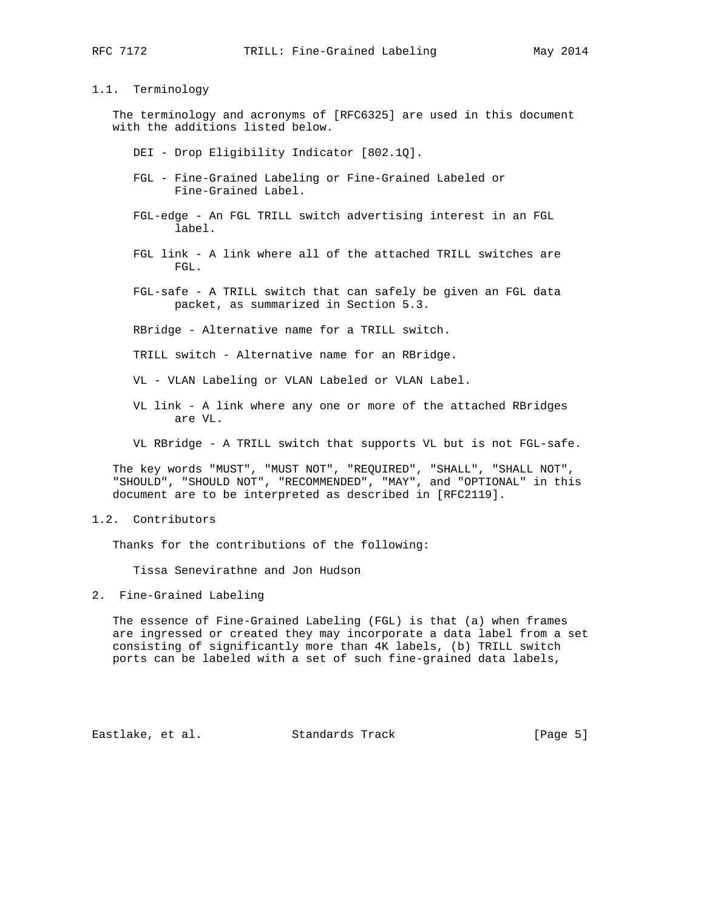### 1.1. Terminology

The terminology and acronyms of [RFC6325] are used in this document with the additions listed below.

DEI - Drop Eligibility Indicator [802.1Q].

FGL - Fine-Grained Labeling or Fine-Grained Labeled or Fine-Grained Label.

FGL-edge - An FGL TRILL switch advertising interest in an FGL label.

FGL link - A link where all of the attached TRILL switches are FGL.

FGL-safe - A TRILL switch that can safely be given an FGL data packet, as summarized in Section 5.3.

RBridge - Alternative name for a TRILL switch.

TRILL switch - Alternative name for an RBridge.

VL - VLAN Labeling or VLAN Labeled or VLAN Label.

VL link - A link where any one or more of the attached RBridges are VL.

VL RBridge - A TRILL switch that supports VL but is not FGL-safe.

The key words "MUST", "MUST NOT", "REQUIRED", "SHALL", "SHALL NOT", "SHOULD", "SHOULD NOT", "RECOMMENDED", "MAY", and "OPTIONAL" in this document are to be interpreted as described in [RFC2119].

### 1.2. Contributors

Thanks for the contributions of the following:

Tissa Senevirathne and Jon Hudson

## 2. Fine-Grained Labeling

The essence of Fine-Grained Labeling (FGL) is that (a) when frames are ingressed or created they may incorporate a data label from a set consisting of significantly more than 4K labels, (b) TRILL switch ports can be labeled with a set of such fine-grained data labels,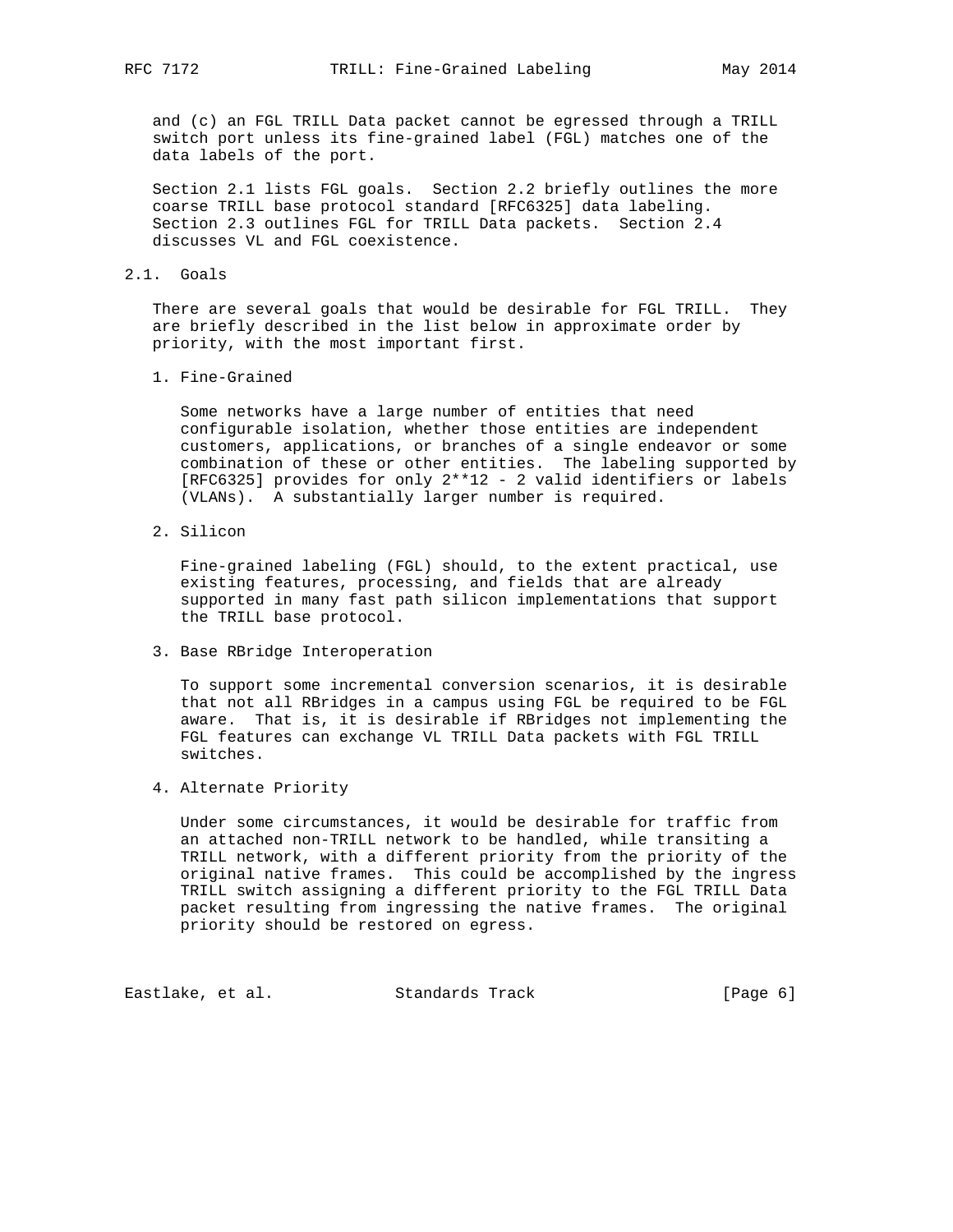and (c) an FGL TRILL Data packet cannot be egressed through a TRILL switch port unless its fine-grained label (FGL) matches one of the data labels of the port.

Section 2.1 lists FGL goals. Section 2.2 briefly outlines the more coarse TRILL base protocol standard [RFC6325] data labeling. Section 2.3 outlines FGL for TRILL Data packets. Section 2.4 discusses VL and FGL coexistence.

## 2.1. Goals

There are several goals that would be desirable for FGL TRILL. They are briefly described in the list below in approximate order by priority, with the most important first.

1. Fine-Grained

   Some networks have a large number of entities that need configurable isolation, whether those entities are independent customers, applications, or branches of a single endeavor or some combination of these or other entities. The labeling supported by [RFC6325] provides for only 2**12 - 2 valid identifiers or labels (VLANs). A substantially larger number is required.

2. Silicon

   Fine-grained labeling (FGL) should, to the extent practical, use existing features, processing, and fields that are already supported in many fast path silicon implementations that support the TRILL base protocol.

3. Base RBridge Interoperation

   To support some incremental conversion scenarios, it is desirable that not all RBridges in a campus using FGL be required to be FGL aware. That is, it is desirable if RBridges not implementing the FGL features can exchange VL TRILL Data packets with FGL TRILL switches.

4. Alternate Priority

   Under some circumstances, it would be desirable for traffic from an attached non-TRILL network to be handled, while transiting a TRILL network, with a different priority from the priority of the original native frames. This could be accomplished by the ingress TRILL switch assigning a different priority to the FGL TRILL Data packet resulting from ingressing the native frames. The original priority should be restored on egress.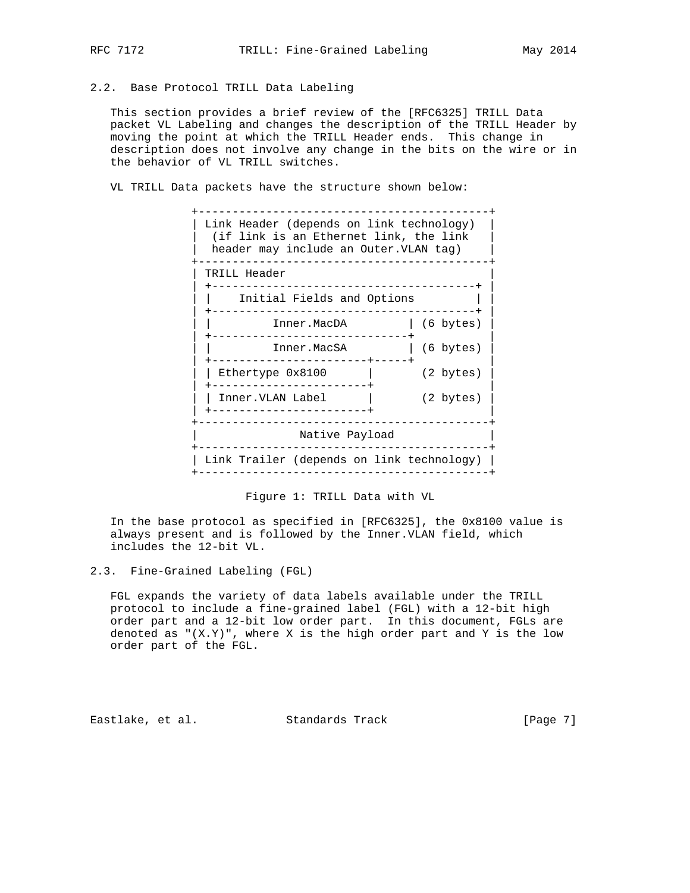## 2.2. Base Protocol TRILL Data Labeling

This section provides a brief review of the [RFC6325] TRILL Data packet VL Labeling and changes the description of the TRILL Header by moving the point at which the TRILL Header ends. This change in description does not involve any change in the bits on the wire or in the behavior of VL TRILL switches.

VL TRILL Data packets have the structure shown below:

```
+-------------------------------------------+
| Link Header (depends on link technology)  |
|  (if link is an Ethernet link, the link   |
|  header may include an Outer.VLAN tag)    |
+-------------------------------------------+
| TRILL Header                              |
| +---------------------------------------+ |
| |    Initial Fields and Options         | |
| +---------------------------------------+ |
| |         Inner.MacDA         | (6 bytes) |
| +-----------------------------+           |
| |         Inner.MacSA         | (6 bytes) |
| +----------------------+-----+            |
| | Ethertype 0x8100     |       (2 bytes)  |
| +----------------------+                  |
| | Inner.VLAN Label     |       (2 bytes)  |
| +----------------------+                  |
+-------------------------------------------+
|              Native Payload               |
+-------------------------------------------+
| Link Trailer (depends on link technology) |
+-------------------------------------------+
```

Figure 1: TRILL Data with VL

In the base protocol as specified in [RFC6325], the 0x8100 value is always present and is followed by the Inner.VLAN field, which includes the 12-bit VL.

## 2.3. Fine-Grained Labeling (FGL)

FGL expands the variety of data labels available under the TRILL protocol to include a fine-grained label (FGL) with a 12-bit high order part and a 12-bit low order part. In this document, FGLs are denoted as "(X.Y)", where X is the high order part and Y is the low order part of the FGL.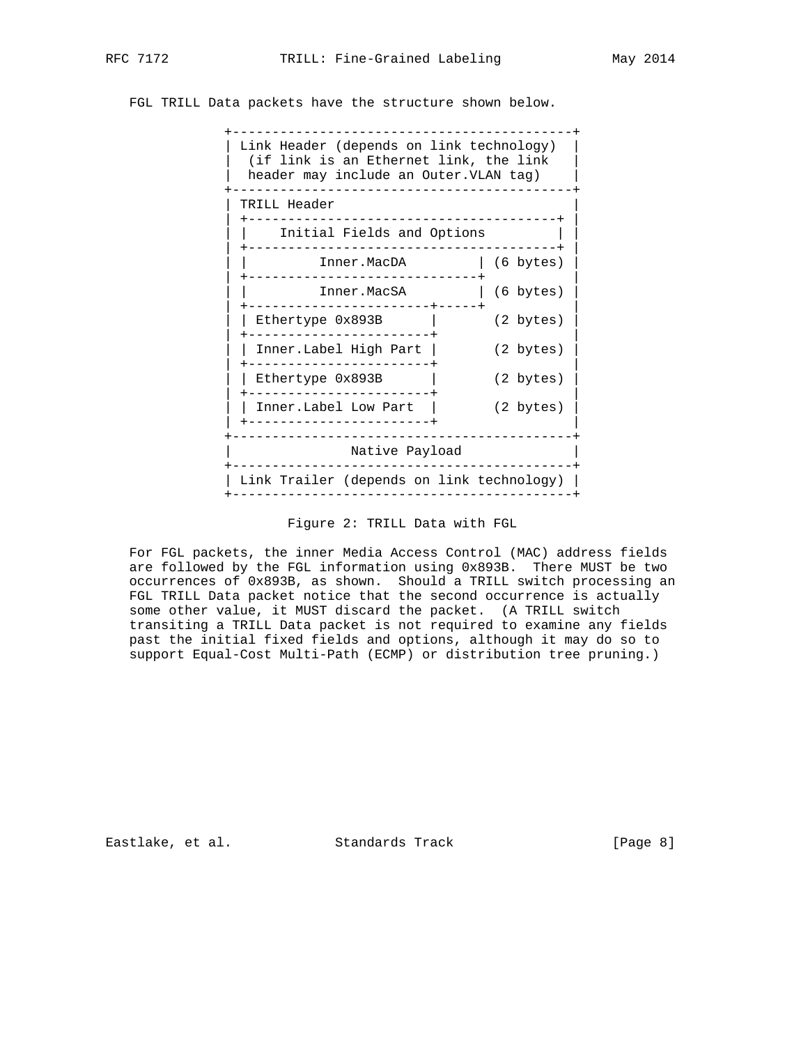FGL TRILL Data packets have the structure shown below.

```
+-------------------------------------------+
| Link Header (depends on link technology)  |
|  (if link is an Ethernet link, the link   |
|  header may include an Outer.VLAN tag)    |
+-------------------------------------------+
| TRILL Header                              |
| +---------------------------------------+ |
| |    Initial Fields and Options         | |
| +---------------------------------------+ |
| |         Inner.MacDA         | (6 bytes) |
| +-----------------------------+           |
| |         Inner.MacSA         | (6 bytes) |
| +-----------------------+-----+           |
| | Ethertype 0x893B      |       (2 bytes) |
| +-----------------------+                 |
| | Inner.Label High Part |       (2 bytes) |
| +-----------------------+                 |
| | Ethertype 0x893B      |       (2 bytes) |
| +-----------------------+                 |
| | Inner.Label Low Part  |       (2 bytes) |
| +-----------------------+                 |
+-------------------------------------------+
|               Native Payload              |
+-------------------------------------------+
| Link Trailer (depends on link technology) |
+-------------------------------------------+
```

Figure 2: TRILL Data with FGL

For FGL packets, the inner Media Access Control (MAC) address fields are followed by the FGL information using 0x893B. There MUST be two occurrences of 0x893B, as shown. Should a TRILL switch processing an FGL TRILL Data packet notice that the second occurrence is actually some other value, it MUST discard the packet. (A TRILL switch transiting a TRILL Data packet is not required to examine any fields past the initial fixed fields and options, although it may do so to support Equal-Cost Multi-Path (ECMP) or distribution tree pruning.)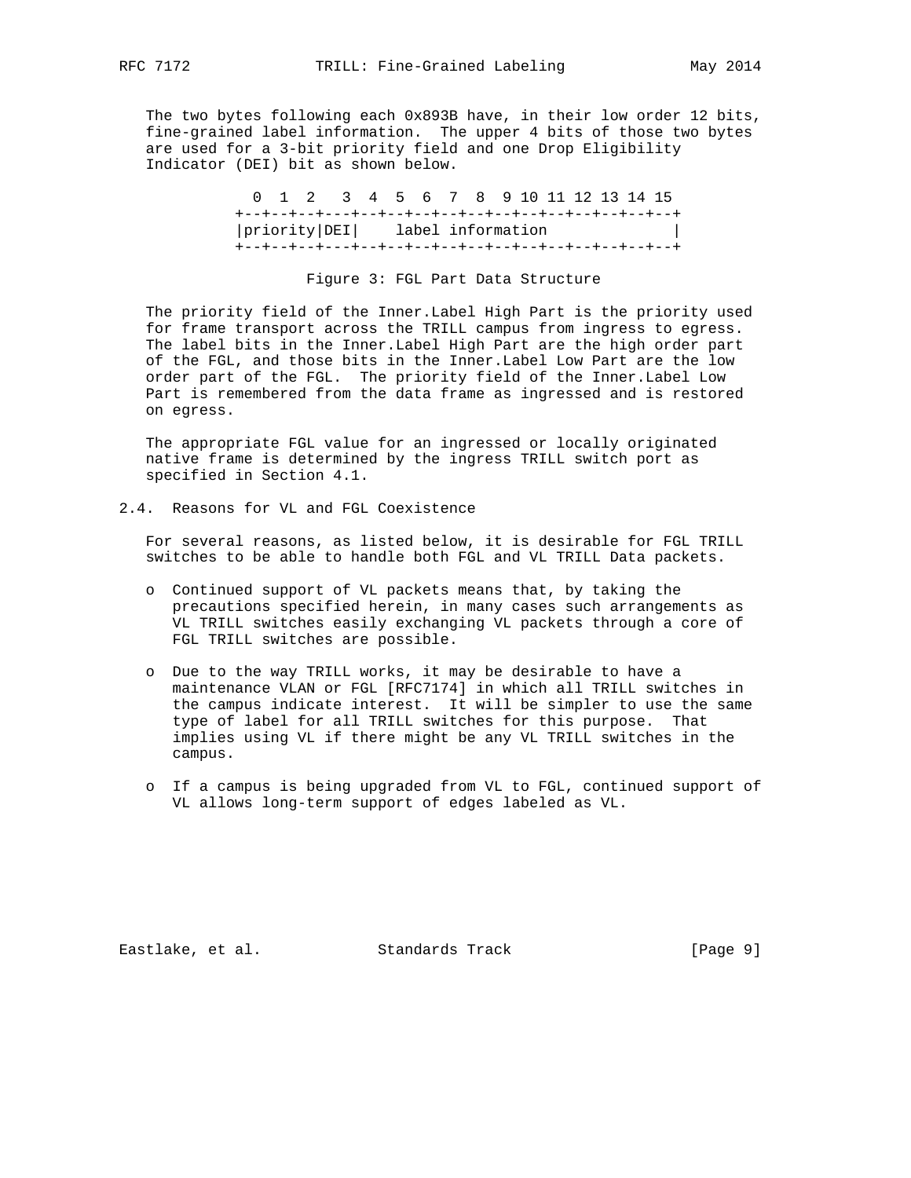The two bytes following each 0x893B have, in their low order 12 bits, fine-grained label information. The upper 4 bits of those two bytes are used for a 3-bit priority field and one Drop Eligibility Indicator (DEI) bit as shown below.

```
  0  1  2   3  4  5  6  7  8  9 10 11 12 13 14 15
+--+--+--+---+--+--+--+--+--+--+--+--+--+--+--+--+
|priority|DEI|    label information              |
+--+--+--+---+--+--+--+--+--+--+--+--+--+--+--+--+
```

Figure 3: FGL Part Data Structure

The priority field of the Inner.Label High Part is the priority used for frame transport across the TRILL campus from ingress to egress. The label bits in the Inner.Label High Part are the high order part of the FGL, and those bits in the Inner.Label Low Part are the low order part of the FGL. The priority field of the Inner.Label Low Part is remembered from the data frame as ingressed and is restored on egress.

The appropriate FGL value for an ingressed or locally originated native frame is determined by the ingress TRILL switch port as specified in Section 4.1.

## 2.4. Reasons for VL and FGL Coexistence

For several reasons, as listed below, it is desirable for FGL TRILL switches to be able to handle both FGL and VL TRILL Data packets.

- Continued support of VL packets means that, by taking the precautions specified herein, in many cases such arrangements as VL TRILL switches easily exchanging VL packets through a core of FGL TRILL switches are possible.
- Due to the way TRILL works, it may be desirable to have a maintenance VLAN or FGL [RFC7174] in which all TRILL switches in the campus indicate interest. It will be simpler to use the same type of label for all TRILL switches for this purpose. That implies using VL if there might be any VL TRILL switches in the campus.
- If a campus is being upgraded from VL to FGL, continued support of VL allows long-term support of edges labeled as VL.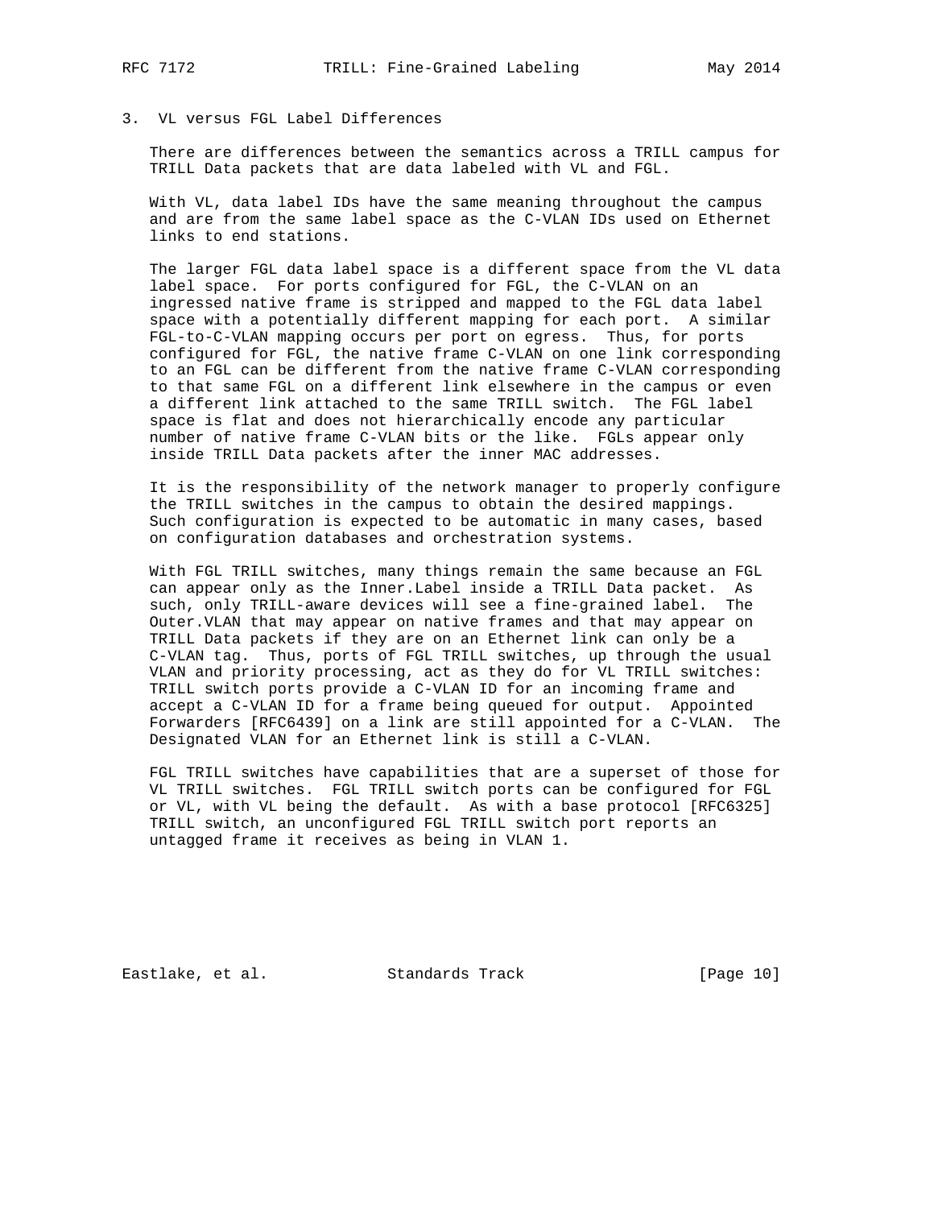## 3. VL versus FGL Label Differences

There are differences between the semantics across a TRILL campus for TRILL Data packets that are data labeled with VL and FGL.

With VL, data label IDs have the same meaning throughout the campus and are from the same label space as the C-VLAN IDs used on Ethernet links to end stations.

The larger FGL data label space is a different space from the VL data label space. For ports configured for FGL, the C-VLAN on an ingressed native frame is stripped and mapped to the FGL data label space with a potentially different mapping for each port. A similar FGL-to-C-VLAN mapping occurs per port on egress. Thus, for ports configured for FGL, the native frame C-VLAN on one link corresponding to an FGL can be different from the native frame C-VLAN corresponding to that same FGL on a different link elsewhere in the campus or even a different link attached to the same TRILL switch. The FGL label space is flat and does not hierarchically encode any particular number of native frame C-VLAN bits or the like. FGLs appear only inside TRILL Data packets after the inner MAC addresses.

It is the responsibility of the network manager to properly configure the TRILL switches in the campus to obtain the desired mappings. Such configuration is expected to be automatic in many cases, based on configuration databases and orchestration systems.

With FGL TRILL switches, many things remain the same because an FGL can appear only as the Inner.Label inside a TRILL Data packet. As such, only TRILL-aware devices will see a fine-grained label. The Outer.VLAN that may appear on native frames and that may appear on TRILL Data packets if they are on an Ethernet link can only be a C-VLAN tag. Thus, ports of FGL TRILL switches, up through the usual VLAN and priority processing, act as they do for VL TRILL switches: TRILL switch ports provide a C-VLAN ID for an incoming frame and accept a C-VLAN ID for a frame being queued for output. Appointed Forwarders [RFC6439] on a link are still appointed for a C-VLAN. The Designated VLAN for an Ethernet link is still a C-VLAN.

FGL TRILL switches have capabilities that are a superset of those for VL TRILL switches. FGL TRILL switch ports can be configured for FGL or VL, with VL being the default. As with a base protocol [RFC6325] TRILL switch, an unconfigured FGL TRILL switch port reports an untagged frame it receives as being in VLAN 1.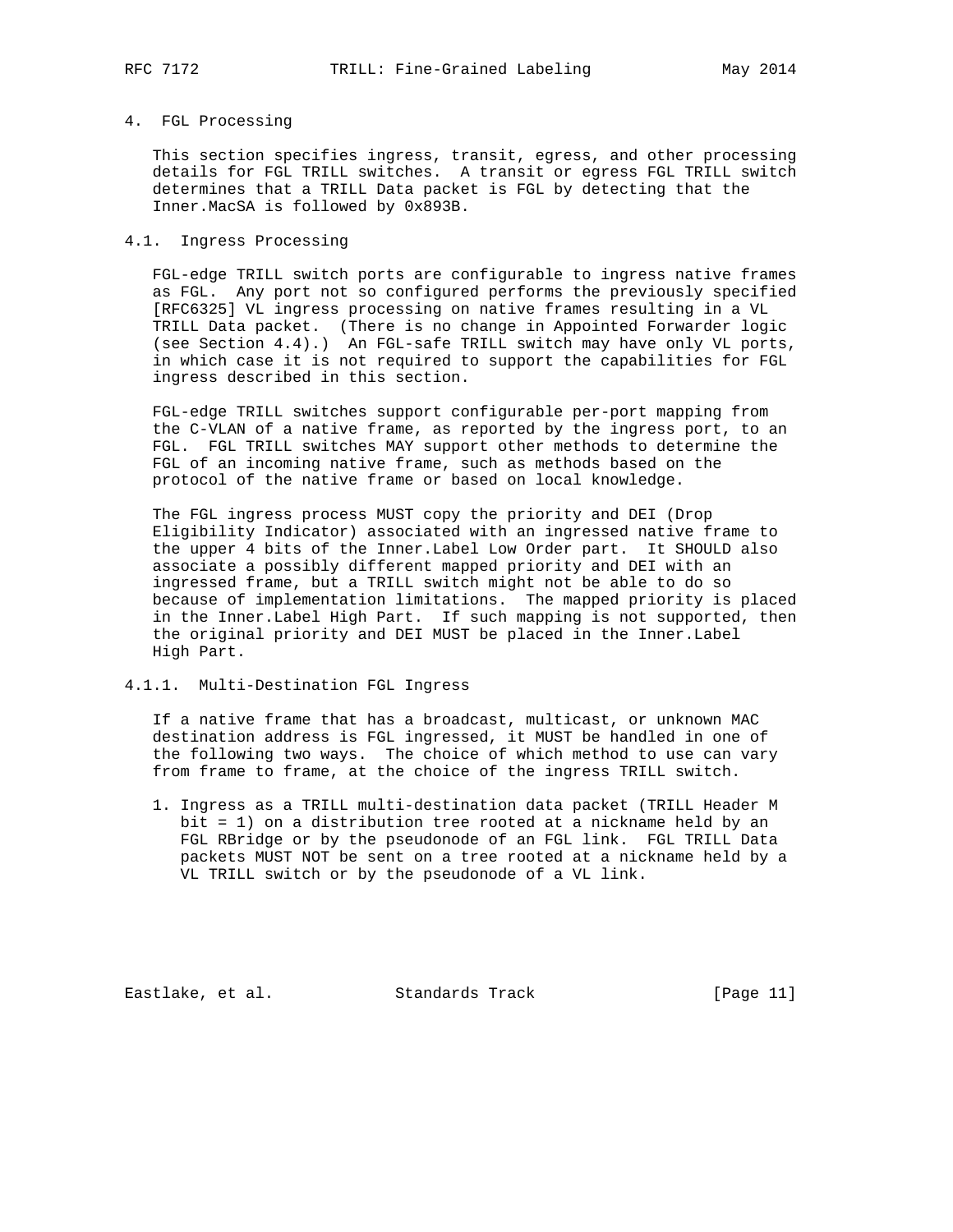## 4. FGL Processing

This section specifies ingress, transit, egress, and other processing details for FGL TRILL switches. A transit or egress FGL TRILL switch determines that a TRILL Data packet is FGL by detecting that the Inner.MacSA is followed by 0x893B.

### 4.1. Ingress Processing

FGL-edge TRILL switch ports are configurable to ingress native frames as FGL. Any port not so configured performs the previously specified [RFC6325] VL ingress processing on native frames resulting in a VL TRILL Data packet. (There is no change in Appointed Forwarder logic (see Section 4.4).) An FGL-safe TRILL switch may have only VL ports, in which case it is not required to support the capabilities for FGL ingress described in this section.

FGL-edge TRILL switches support configurable per-port mapping from the C-VLAN of a native frame, as reported by the ingress port, to an FGL. FGL TRILL switches MAY support other methods to determine the FGL of an incoming native frame, such as methods based on the protocol of the native frame or based on local knowledge.

The FGL ingress process MUST copy the priority and DEI (Drop Eligibility Indicator) associated with an ingressed native frame to the upper 4 bits of the Inner.Label Low Order part. It SHOULD also associate a possibly different mapped priority and DEI with an ingressed frame, but a TRILL switch might not be able to do so because of implementation limitations. The mapped priority is placed in the Inner.Label High Part. If such mapping is not supported, then the original priority and DEI MUST be placed in the Inner.Label High Part.

#### 4.1.1. Multi-Destination FGL Ingress

If a native frame that has a broadcast, multicast, or unknown MAC destination address is FGL ingressed, it MUST be handled in one of the following two ways. The choice of which method to use can vary from frame to frame, at the choice of the ingress TRILL switch.

1. Ingress as a TRILL multi-destination data packet (TRILL Header M bit = 1) on a distribution tree rooted at a nickname held by an FGL RBridge or by the pseudonode of an FGL link. FGL TRILL Data packets MUST NOT be sent on a tree rooted at a nickname held by a VL TRILL switch or by the pseudonode of a VL link.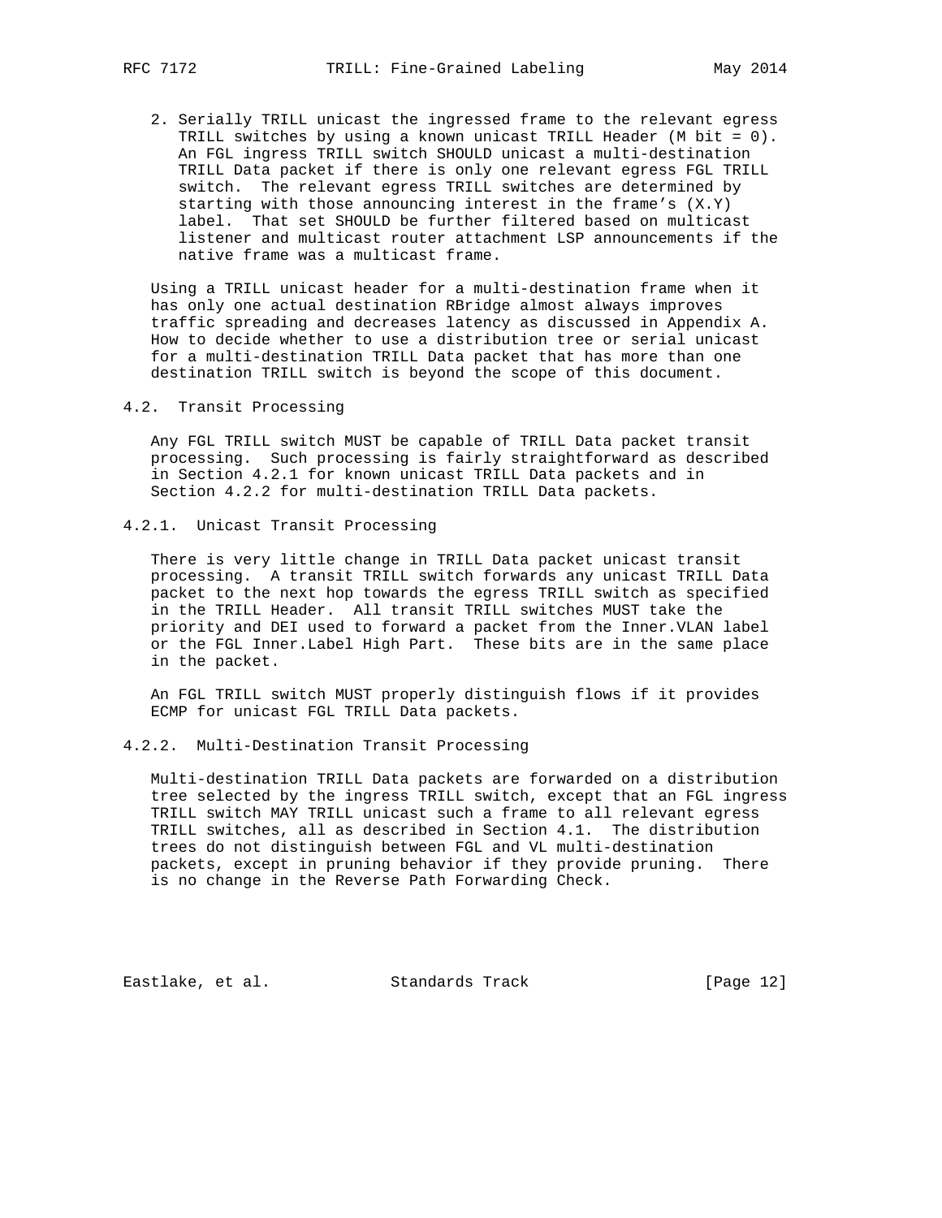2. Serially TRILL unicast the ingressed frame to the relevant egress TRILL switches by using a known unicast TRILL Header (M bit = 0). An FGL ingress TRILL switch SHOULD unicast a multi-destination TRILL Data packet if there is only one relevant egress FGL TRILL switch. The relevant egress TRILL switches are determined by starting with those announcing interest in the frame's (X.Y) label. That set SHOULD be further filtered based on multicast listener and multicast router attachment LSP announcements if the native frame was a multicast frame.

Using a TRILL unicast header for a multi-destination frame when it has only one actual destination RBridge almost always improves traffic spreading and decreases latency as discussed in Appendix A. How to decide whether to use a distribution tree or serial unicast for a multi-destination TRILL Data packet that has more than one destination TRILL switch is beyond the scope of this document.

### 4.2. Transit Processing

Any FGL TRILL switch MUST be capable of TRILL Data packet transit processing. Such processing is fairly straightforward as described in Section 4.2.1 for known unicast TRILL Data packets and in Section 4.2.2 for multi-destination TRILL Data packets.

#### 4.2.1. Unicast Transit Processing

There is very little change in TRILL Data packet unicast transit processing. A transit TRILL switch forwards any unicast TRILL Data packet to the next hop towards the egress TRILL switch as specified in the TRILL Header. All transit TRILL switches MUST take the priority and DEI used to forward a packet from the Inner.VLAN label or the FGL Inner.Label High Part. These bits are in the same place in the packet.

An FGL TRILL switch MUST properly distinguish flows if it provides ECMP for unicast FGL TRILL Data packets.

#### 4.2.2. Multi-Destination Transit Processing

Multi-destination TRILL Data packets are forwarded on a distribution tree selected by the ingress TRILL switch, except that an FGL ingress TRILL switch MAY TRILL unicast such a frame to all relevant egress TRILL switches, all as described in Section 4.1. The distribution trees do not distinguish between FGL and VL multi-destination packets, except in pruning behavior if they provide pruning. There is no change in the Reverse Path Forwarding Check.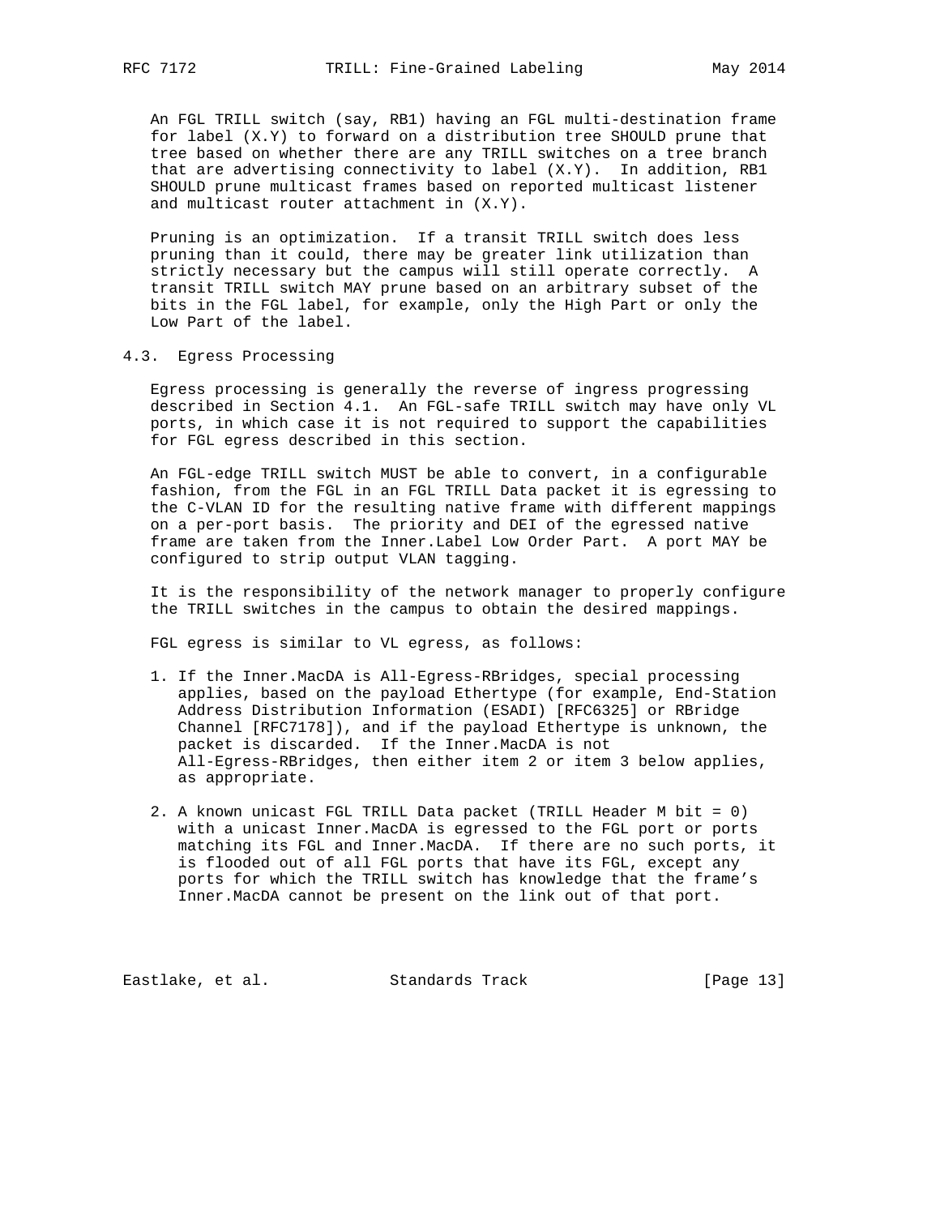An FGL TRILL switch (say, RB1) having an FGL multi-destination frame for label (X.Y) to forward on a distribution tree SHOULD prune that tree based on whether there are any TRILL switches on a tree branch that are advertising connectivity to label (X.Y). In addition, RB1 SHOULD prune multicast frames based on reported multicast listener and multicast router attachment in (X.Y).

Pruning is an optimization. If a transit TRILL switch does less pruning than it could, there may be greater link utilization than strictly necessary but the campus will still operate correctly. A transit TRILL switch MAY prune based on an arbitrary subset of the bits in the FGL label, for example, only the High Part or only the Low Part of the label.

### 4.3. Egress Processing

Egress processing is generally the reverse of ingress progressing described in Section 4.1. An FGL-safe TRILL switch may have only VL ports, in which case it is not required to support the capabilities for FGL egress described in this section.

An FGL-edge TRILL switch MUST be able to convert, in a configurable fashion, from the FGL in an FGL TRILL Data packet it is egressing to the C-VLAN ID for the resulting native frame with different mappings on a per-port basis. The priority and DEI of the egressed native frame are taken from the Inner.Label Low Order Part. A port MAY be configured to strip output VLAN tagging.

It is the responsibility of the network manager to properly configure the TRILL switches in the campus to obtain the desired mappings.

FGL egress is similar to VL egress, as follows:

1. If the Inner.MacDA is All-Egress-RBridges, special processing applies, based on the payload Ethertype (for example, End-Station Address Distribution Information (ESADI) [RFC6325] or RBridge Channel [RFC7178]), and if the payload Ethertype is unknown, the packet is discarded. If the Inner.MacDA is not All-Egress-RBridges, then either item 2 or item 3 below applies, as appropriate.

2. A known unicast FGL TRILL Data packet (TRILL Header M bit = 0) with a unicast Inner.MacDA is egressed to the FGL port or ports matching its FGL and Inner.MacDA. If there are no such ports, it is flooded out of all FGL ports that have its FGL, except any ports for which the TRILL switch has knowledge that the frame's Inner.MacDA cannot be present on the link out of that port.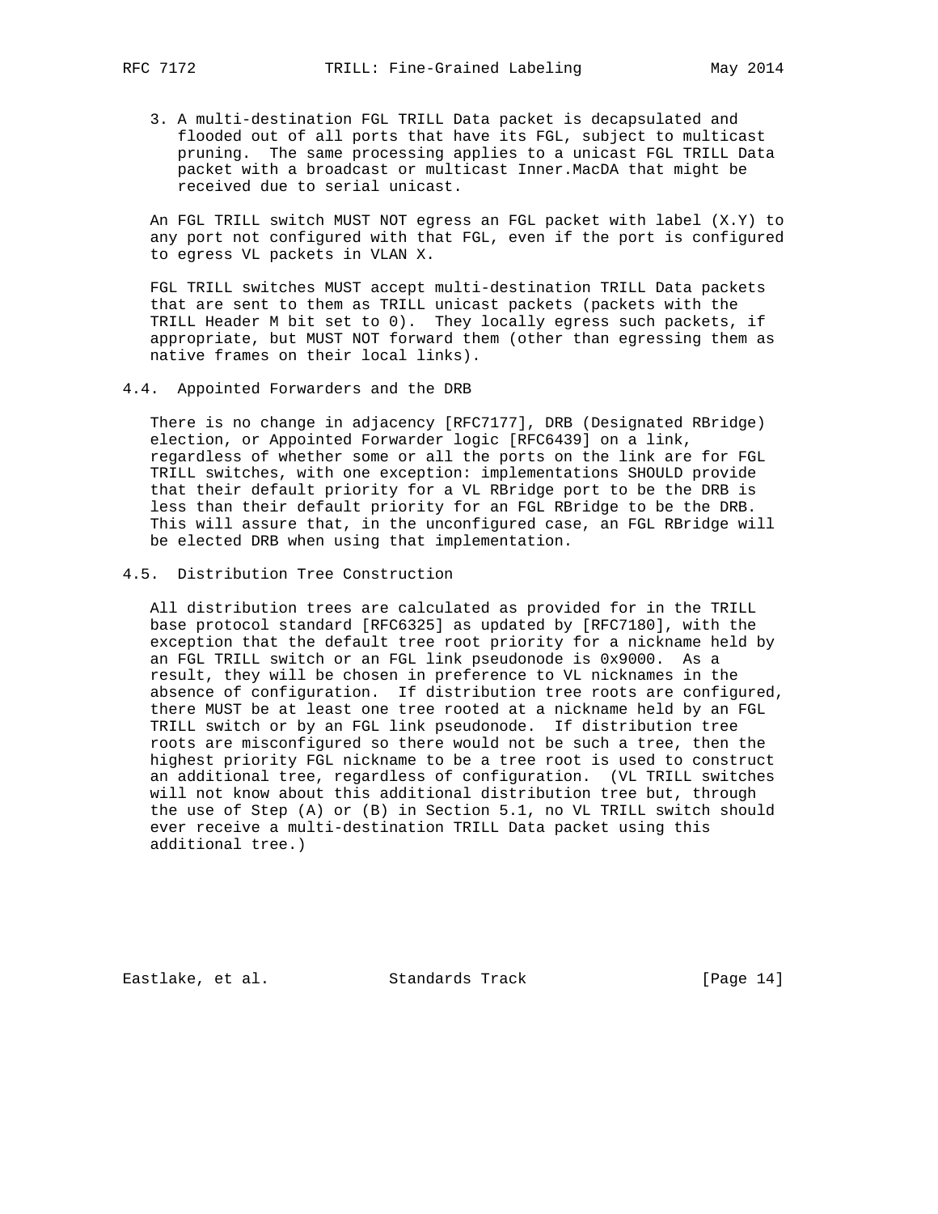3. A multi-destination FGL TRILL Data packet is decapsulated and flooded out of all ports that have its FGL, subject to multicast pruning. The same processing applies to a unicast FGL TRILL Data packet with a broadcast or multicast Inner.MacDA that might be received due to serial unicast.

An FGL TRILL switch MUST NOT egress an FGL packet with label (X.Y) to any port not configured with that FGL, even if the port is configured to egress VL packets in VLAN X.

FGL TRILL switches MUST accept multi-destination TRILL Data packets that are sent to them as TRILL unicast packets (packets with the TRILL Header M bit set to 0). They locally egress such packets, if appropriate, but MUST NOT forward them (other than egressing them as native frames on their local links).

## 4.4. Appointed Forwarders and the DRB

There is no change in adjacency [RFC7177], DRB (Designated RBridge) election, or Appointed Forwarder logic [RFC6439] on a link, regardless of whether some or all the ports on the link are for FGL TRILL switches, with one exception: implementations SHOULD provide that their default priority for a VL RBridge port to be the DRB is less than their default priority for an FGL RBridge to be the DRB. This will assure that, in the unconfigured case, an FGL RBridge will be elected DRB when using that implementation.

## 4.5. Distribution Tree Construction

All distribution trees are calculated as provided for in the TRILL base protocol standard [RFC6325] as updated by [RFC7180], with the exception that the default tree root priority for a nickname held by an FGL TRILL switch or an FGL link pseudonode is 0x9000. As a result, they will be chosen in preference to VL nicknames in the absence of configuration. If distribution tree roots are configured, there MUST be at least one tree rooted at a nickname held by an FGL TRILL switch or by an FGL link pseudonode. If distribution tree roots are misconfigured so there would not be such a tree, then the highest priority FGL nickname to be a tree root is used to construct an additional tree, regardless of configuration. (VL TRILL switches will not know about this additional distribution tree but, through the use of Step (A) or (B) in Section 5.1, no VL TRILL switch should ever receive a multi-destination TRILL Data packet using this additional tree.)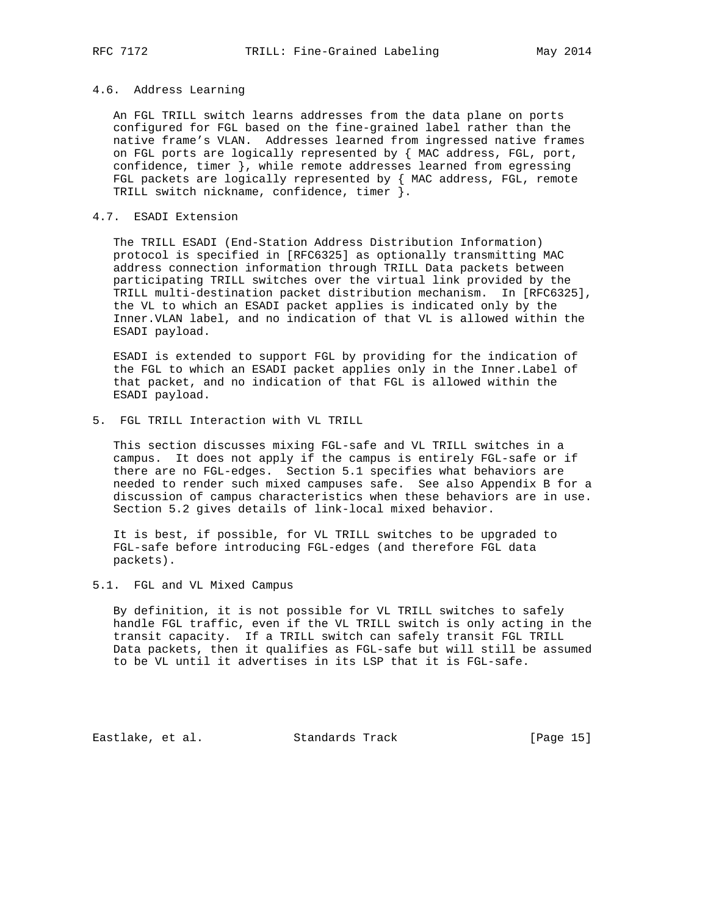### 4.6. Address Learning

An FGL TRILL switch learns addresses from the data plane on ports configured for FGL based on the fine-grained label rather than the native frame's VLAN. Addresses learned from ingressed native frames on FGL ports are logically represented by { MAC address, FGL, port, confidence, timer }, while remote addresses learned from egressing FGL packets are logically represented by { MAC address, FGL, remote TRILL switch nickname, confidence, timer }.

### 4.7. ESADI Extension

The TRILL ESADI (End-Station Address Distribution Information) protocol is specified in [RFC6325] as optionally transmitting MAC address connection information through TRILL Data packets between participating TRILL switches over the virtual link provided by the TRILL multi-destination packet distribution mechanism. In [RFC6325], the VL to which an ESADI packet applies is indicated only by the Inner.VLAN label, and no indication of that VL is allowed within the ESADI payload.

ESADI is extended to support FGL by providing for the indication of the FGL to which an ESADI packet applies only in the Inner.Label of that packet, and no indication of that FGL is allowed within the ESADI payload.

## 5. FGL TRILL Interaction with VL TRILL

This section discusses mixing FGL-safe and VL TRILL switches in a campus. It does not apply if the campus is entirely FGL-safe or if there are no FGL-edges. Section 5.1 specifies what behaviors are needed to render such mixed campuses safe. See also Appendix B for a discussion of campus characteristics when these behaviors are in use. Section 5.2 gives details of link-local mixed behavior.

It is best, if possible, for VL TRILL switches to be upgraded to FGL-safe before introducing FGL-edges (and therefore FGL data packets).

### 5.1. FGL and VL Mixed Campus

By definition, it is not possible for VL TRILL switches to safely handle FGL traffic, even if the VL TRILL switch is only acting in the transit capacity. If a TRILL switch can safely transit FGL TRILL Data packets, then it qualifies as FGL-safe but will still be assumed to be VL until it advertises in its LSP that it is FGL-safe.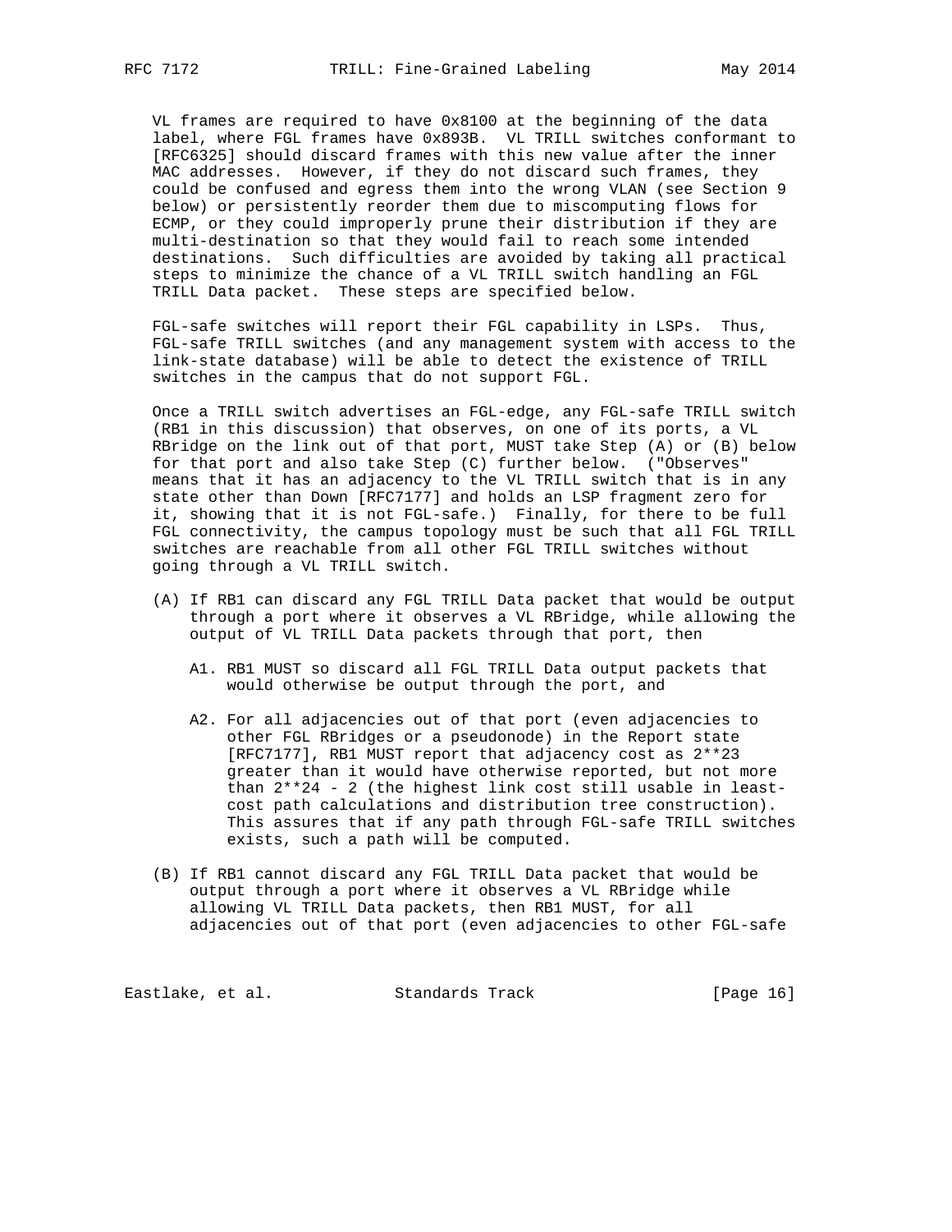VL frames are required to have 0x8100 at the beginning of the data label, where FGL frames have 0x893B. VL TRILL switches conformant to [RFC6325] should discard frames with this new value after the inner MAC addresses. However, if they do not discard such frames, they could be confused and egress them into the wrong VLAN (see Section 9 below) or persistently reorder them due to miscomputing flows for ECMP, or they could improperly prune their distribution if they are multi-destination so that they would fail to reach some intended destinations. Such difficulties are avoided by taking all practical steps to minimize the chance of a VL TRILL switch handling an FGL TRILL Data packet. These steps are specified below.

FGL-safe switches will report their FGL capability in LSPs. Thus, FGL-safe TRILL switches (and any management system with access to the link-state database) will be able to detect the existence of TRILL switches in the campus that do not support FGL.

Once a TRILL switch advertises an FGL-edge, any FGL-safe TRILL switch (RB1 in this discussion) that observes, on one of its ports, a VL RBridge on the link out of that port, MUST take Step (A) or (B) below for that port and also take Step (C) further below. ("Observes" means that it has an adjacency to the VL TRILL switch that is in any state other than Down [RFC7177] and holds an LSP fragment zero for it, showing that it is not FGL-safe.) Finally, for there to be full FGL connectivity, the campus topology must be such that all FGL TRILL switches are reachable from all other FGL TRILL switches without going through a VL TRILL switch.

(A) If RB1 can discard any FGL TRILL Data packet that would be output through a port where it observes a VL RBridge, while allowing the output of VL TRILL Data packets through that port, then

   A1. RB1 MUST so discard all FGL TRILL Data output packets that would otherwise be output through the port, and

   A2. For all adjacencies out of that port (even adjacencies to other FGL RBridges or a pseudonode) in the Report state [RFC7177], RB1 MUST report that adjacency cost as 2**23 greater than it would have otherwise reported, but not more than 2**24 - 2 (the highest link cost still usable in least-cost path calculations and distribution tree construction). This assures that if any path through FGL-safe TRILL switches exists, such a path will be computed.

(B) If RB1 cannot discard any FGL TRILL Data packet that would be output through a port where it observes a VL RBridge while allowing VL TRILL Data packets, then RB1 MUST, for all adjacencies out of that port (even adjacencies to other FGL-safe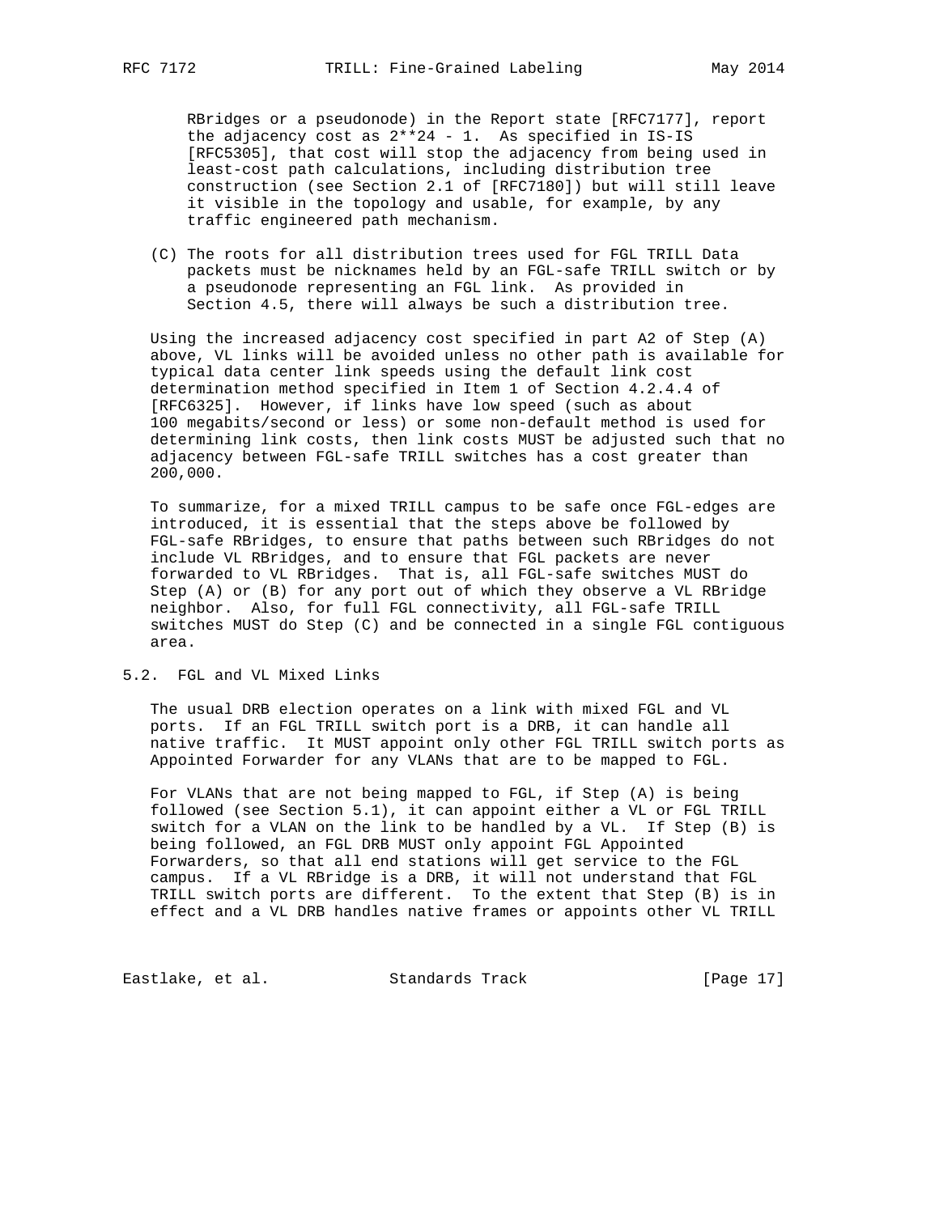RBridges or a pseudonode) in the Report state [RFC7177], report the adjacency cost as $2^{24} - 1$. As specified in IS-IS [RFC5305], that cost will stop the adjacency from being used in least-cost path calculations, including distribution tree construction (see Section 2.1 of [RFC7180]) but will still leave it visible in the topology and usable, for example, by any traffic engineered path mechanism.

(C) The roots for all distribution trees used for FGL TRILL Data packets must be nicknames held by an FGL-safe TRILL switch or by a pseudonode representing an FGL link. As provided in Section 4.5, there will always be such a distribution tree.

Using the increased adjacency cost specified in part A2 of Step (A) above, VL links will be avoided unless no other path is available for typical data center link speeds using the default link cost determination method specified in Item 1 of Section 4.2.4.4 of [RFC6325]. However, if links have low speed (such as about 100 megabits/second or less) or some non-default method is used for determining link costs, then link costs MUST be adjusted such that no adjacency between FGL-safe TRILL switches has a cost greater than 200,000.

To summarize, for a mixed TRILL campus to be safe once FGL-edges are introduced, it is essential that the steps above be followed by FGL-safe RBridges, to ensure that paths between such RBridges do not include VL RBridges, and to ensure that FGL packets are never forwarded to VL RBridges. That is, all FGL-safe switches MUST do Step (A) or (B) for any port out of which they observe a VL RBridge neighbor. Also, for full FGL connectivity, all FGL-safe TRILL switches MUST do Step (C) and be connected in a single FGL contiguous area.

## 5.2. FGL and VL Mixed Links

The usual DRB election operates on a link with mixed FGL and VL ports. If an FGL TRILL switch port is a DRB, it can handle all native traffic. It MUST appoint only other FGL TRILL switch ports as Appointed Forwarder for any VLANs that are to be mapped to FGL.

For VLANs that are not being mapped to FGL, if Step (A) is being followed (see Section 5.1), it can appoint either a VL or FGL TRILL switch for a VLAN on the link to be handled by a VL. If Step (B) is being followed, an FGL DRB MUST only appoint FGL Appointed Forwarders, so that all end stations will get service to the FGL campus. If a VL RBridge is a DRB, it will not understand that FGL TRILL switch ports are different. To the extent that Step (B) is in effect and a VL DRB handles native frames or appoints other VL TRILL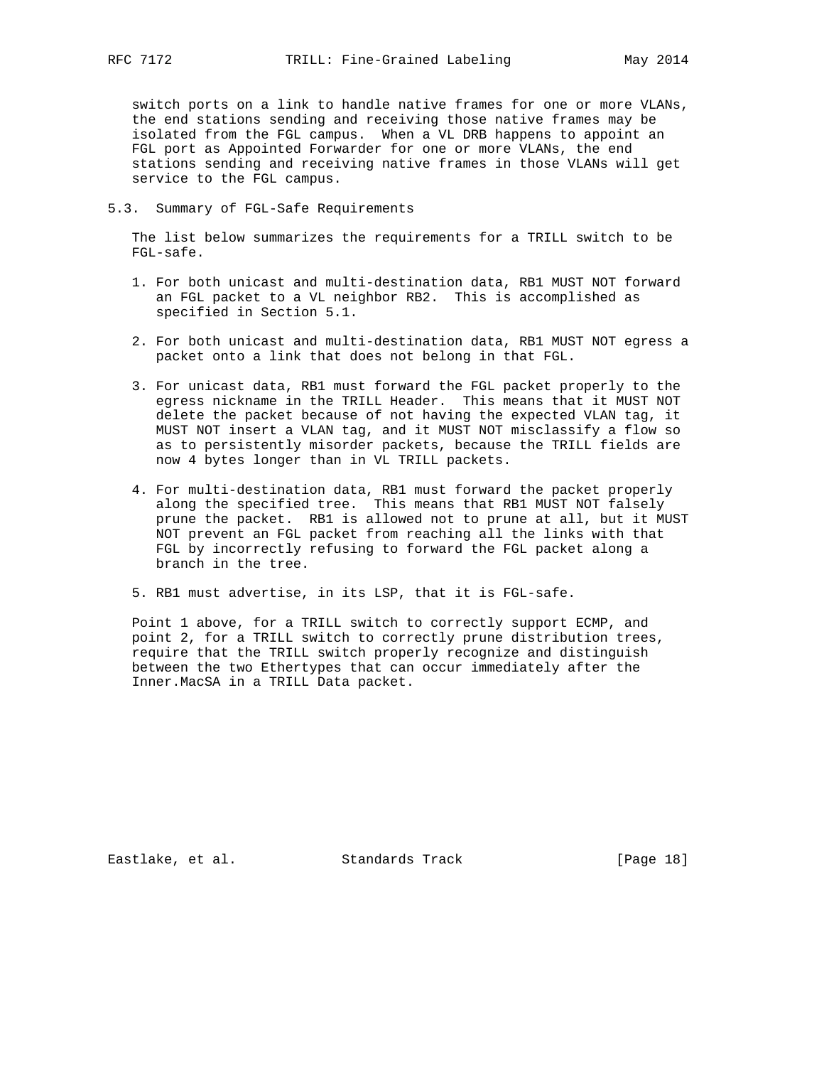switch ports on a link to handle native frames for one or more VLANs, the end stations sending and receiving those native frames may be isolated from the FGL campus. When a VL DRB happens to appoint an FGL port as Appointed Forwarder for one or more VLANs, the end stations sending and receiving native frames in those VLANs will get service to the FGL campus.

### 5.3. Summary of FGL-Safe Requirements

The list below summarizes the requirements for a TRILL switch to be FGL-safe.

1. For both unicast and multi-destination data, RB1 MUST NOT forward an FGL packet to a VL neighbor RB2. This is accomplished as specified in Section 5.1.

2. For both unicast and multi-destination data, RB1 MUST NOT egress a packet onto a link that does not belong in that FGL.

3. For unicast data, RB1 must forward the FGL packet properly to the egress nickname in the TRILL Header. This means that it MUST NOT delete the packet because of not having the expected VLAN tag, it MUST NOT insert a VLAN tag, and it MUST NOT misclassify a flow so as to persistently misorder packets, because the TRILL fields are now 4 bytes longer than in VL TRILL packets.

4. For multi-destination data, RB1 must forward the packet properly along the specified tree. This means that RB1 MUST NOT falsely prune the packet. RB1 is allowed not to prune at all, but it MUST NOT prevent an FGL packet from reaching all the links with that FGL by incorrectly refusing to forward the FGL packet along a branch in the tree.

5. RB1 must advertise, in its LSP, that it is FGL-safe.

Point 1 above, for a TRILL switch to correctly support ECMP, and point 2, for a TRILL switch to correctly prune distribution trees, require that the TRILL switch properly recognize and distinguish between the two Ethertypes that can occur immediately after the Inner.MacSA in a TRILL Data packet.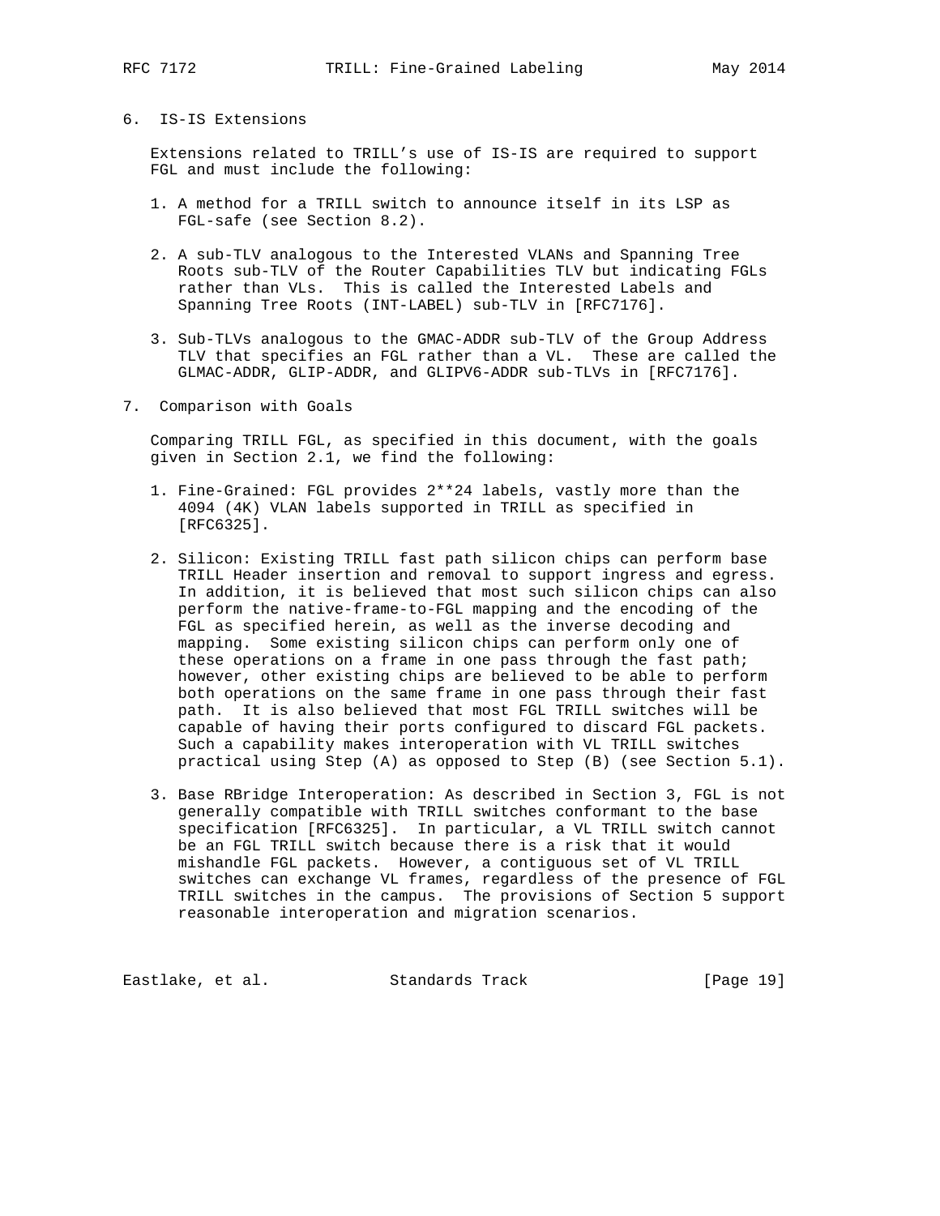## 6. IS-IS Extensions

Extensions related to TRILL's use of IS-IS are required to support FGL and must include the following:

1. A method for a TRILL switch to announce itself in its LSP as FGL-safe (see Section 8.2).

2. A sub-TLV analogous to the Interested VLANs and Spanning Tree Roots sub-TLV of the Router Capabilities TLV but indicating FGLs rather than VLs. This is called the Interested Labels and Spanning Tree Roots (INT-LABEL) sub-TLV in [RFC7176].

3. Sub-TLVs analogous to the GMAC-ADDR sub-TLV of the Group Address TLV that specifies an FGL rather than a VL. These are called the GLMAC-ADDR, GLIP-ADDR, and GLIPV6-ADDR sub-TLVs in [RFC7176].

## 7. Comparison with Goals

Comparing TRILL FGL, as specified in this document, with the goals given in Section 2.1, we find the following:

1. Fine-Grained: FGL provides 2**24 labels, vastly more than the 4094 (4K) VLAN labels supported in TRILL as specified in [RFC6325].

2. Silicon: Existing TRILL fast path silicon chips can perform base TRILL Header insertion and removal to support ingress and egress. In addition, it is believed that most such silicon chips can also perform the native-frame-to-FGL mapping and the encoding of the FGL as specified herein, as well as the inverse decoding and mapping. Some existing silicon chips can perform only one of these operations on a frame in one pass through the fast path; however, other existing chips are believed to be able to perform both operations on the same frame in one pass through their fast path. It is also believed that most FGL TRILL switches will be capable of having their ports configured to discard FGL packets. Such a capability makes interoperation with VL TRILL switches practical using Step (A) as opposed to Step (B) (see Section 5.1).

3. Base RBridge Interoperation: As described in Section 3, FGL is not generally compatible with TRILL switches conformant to the base specification [RFC6325]. In particular, a VL TRILL switch cannot be an FGL TRILL switch because there is a risk that it would mishandle FGL packets. However, a contiguous set of VL TRILL switches can exchange VL frames, regardless of the presence of FGL TRILL switches in the campus. The provisions of Section 5 support reasonable interoperation and migration scenarios.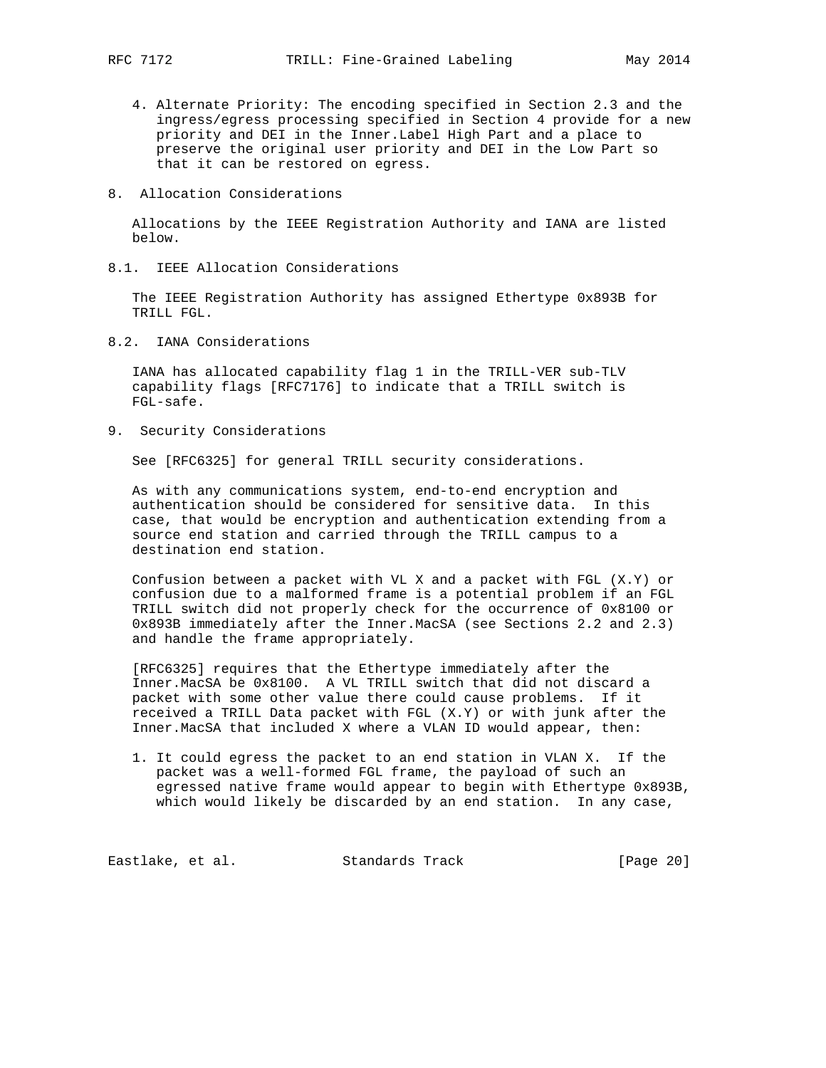4. Alternate Priority: The encoding specified in Section 2.3 and the ingress/egress processing specified in Section 4 provide for a new priority and DEI in the Inner.Label High Part and a place to preserve the original user priority and DEI in the Low Part so that it can be restored on egress.

## 8. Allocation Considerations

Allocations by the IEEE Registration Authority and IANA are listed below.

### 8.1. IEEE Allocation Considerations

The IEEE Registration Authority has assigned Ethertype 0x893B for TRILL FGL.

### 8.2. IANA Considerations

IANA has allocated capability flag 1 in the TRILL-VER sub-TLV capability flags [RFC7176] to indicate that a TRILL switch is FGL-safe.

## 9. Security Considerations

See [RFC6325] for general TRILL security considerations.

As with any communications system, end-to-end encryption and authentication should be considered for sensitive data. In this case, that would be encryption and authentication extending from a source end station and carried through the TRILL campus to a destination end station.

Confusion between a packet with VL X and a packet with FGL (X.Y) or confusion due to a malformed frame is a potential problem if an FGL TRILL switch did not properly check for the occurrence of 0x8100 or 0x893B immediately after the Inner.MacSA (see Sections 2.2 and 2.3) and handle the frame appropriately.

[RFC6325] requires that the Ethertype immediately after the Inner.MacSA be 0x8100. A VL TRILL switch that did not discard a packet with some other value there could cause problems. If it received a TRILL Data packet with FGL (X.Y) or with junk after the Inner.MacSA that included X where a VLAN ID would appear, then:

1. It could egress the packet to an end station in VLAN X. If the packet was a well-formed FGL frame, the payload of such an egressed native frame would appear to begin with Ethertype 0x893B, which would likely be discarded by an end station. In any case,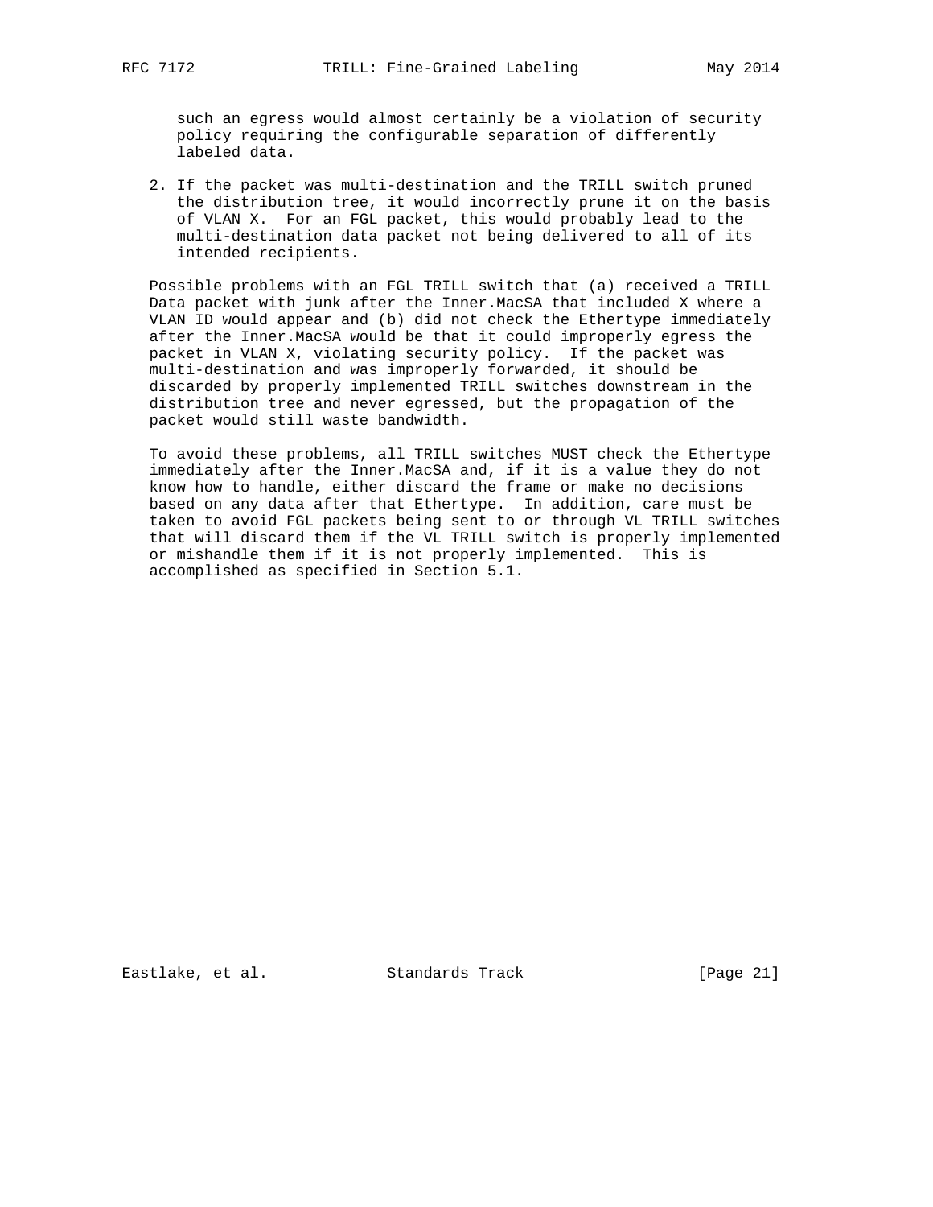such an egress would almost certainly be a violation of security policy requiring the configurable separation of differently labeled data.

2. If the packet was multi-destination and the TRILL switch pruned the distribution tree, it would incorrectly prune it on the basis of VLAN X. For an FGL packet, this would probably lead to the multi-destination data packet not being delivered to all of its intended recipients.

Possible problems with an FGL TRILL switch that (a) received a TRILL Data packet with junk after the Inner.MacSA that included X where a VLAN ID would appear and (b) did not check the Ethertype immediately after the Inner.MacSA would be that it could improperly egress the packet in VLAN X, violating security policy. If the packet was multi-destination and was improperly forwarded, it should be discarded by properly implemented TRILL switches downstream in the distribution tree and never egressed, but the propagation of the packet would still waste bandwidth.

To avoid these problems, all TRILL switches MUST check the Ethertype immediately after the Inner.MacSA and, if it is a value they do not know how to handle, either discard the frame or make no decisions based on any data after that Ethertype. In addition, care must be taken to avoid FGL packets being sent to or through VL TRILL switches that will discard them if the VL TRILL switch is properly implemented or mishandle them if it is not properly implemented. This is accomplished as specified in Section 5.1.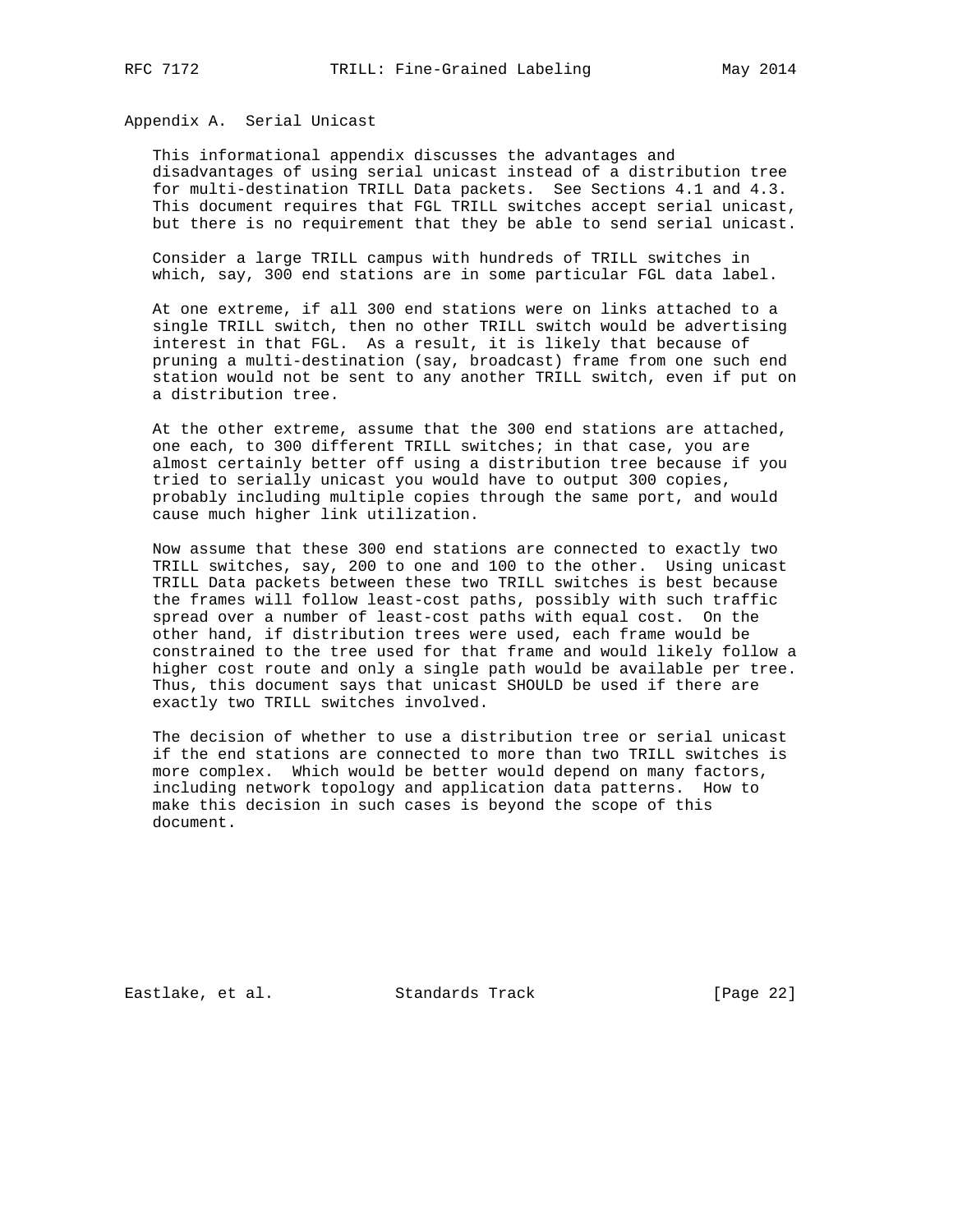## Appendix A. Serial Unicast

This informational appendix discusses the advantages and disadvantages of using serial unicast instead of a distribution tree for multi-destination TRILL Data packets. See Sections 4.1 and 4.3. This document requires that FGL TRILL switches accept serial unicast, but there is no requirement that they be able to send serial unicast.

Consider a large TRILL campus with hundreds of TRILL switches in which, say, 300 end stations are in some particular FGL data label.

At one extreme, if all 300 end stations were on links attached to a single TRILL switch, then no other TRILL switch would be advertising interest in that FGL. As a result, it is likely that because of pruning a multi-destination (say, broadcast) frame from one such end station would not be sent to any another TRILL switch, even if put on a distribution tree.

At the other extreme, assume that the 300 end stations are attached, one each, to 300 different TRILL switches; in that case, you are almost certainly better off using a distribution tree because if you tried to serially unicast you would have to output 300 copies, probably including multiple copies through the same port, and would cause much higher link utilization.

Now assume that these 300 end stations are connected to exactly two TRILL switches, say, 200 to one and 100 to the other. Using unicast TRILL Data packets between these two TRILL switches is best because the frames will follow least-cost paths, possibly with such traffic spread over a number of least-cost paths with equal cost. On the other hand, if distribution trees were used, each frame would be constrained to the tree used for that frame and would likely follow a higher cost route and only a single path would be available per tree. Thus, this document says that unicast SHOULD be used if there are exactly two TRILL switches involved.

The decision of whether to use a distribution tree or serial unicast if the end stations are connected to more than two TRILL switches is more complex. Which would be better would depend on many factors, including network topology and application data patterns. How to make this decision in such cases is beyond the scope of this document.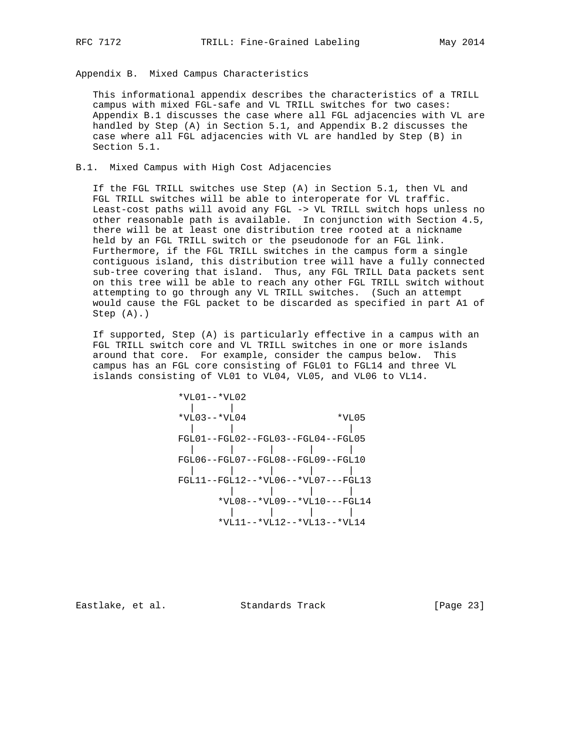# Appendix B. Mixed Campus Characteristics

This informational appendix describes the characteristics of a TRILL campus with mixed FGL-safe and VL TRILL switches for two cases: Appendix B.1 discusses the case where all FGL adjacencies with VL are handled by Step (A) in Section 5.1, and Appendix B.2 discusses the case where all FGL adjacencies with VL are handled by Step (B) in Section 5.1.

## B.1. Mixed Campus with High Cost Adjacencies

If the FGL TRILL switches use Step (A) in Section 5.1, then VL and FGL TRILL switches will be able to interoperate for VL traffic. Least-cost paths will avoid any FGL -> VL TRILL switch hops unless no other reasonable path is available. In conjunction with Section 4.5, there will be at least one distribution tree rooted at a nickname held by an FGL TRILL switch or the pseudonode for an FGL link. Furthermore, if the FGL TRILL switches in the campus form a single contiguous island, this distribution tree will have a fully connected sub-tree covering that island. Thus, any FGL TRILL Data packets sent on this tree will be able to reach any other FGL TRILL switch without attempting to go through any VL TRILL switches. (Such an attempt would cause the FGL packet to be discarded as specified in part A1 of Step (A).)

If supported, Step (A) is particularly effective in a campus with an FGL TRILL switch core and VL TRILL switches in one or more islands around that core. For example, consider the campus below. This campus has an FGL core consisting of FGL01 to FGL14 and three VL islands consisting of VL01 to VL04, VL05, and VL06 to VL14.

```
*VL01--*VL02
  |      |
*VL03--*VL04                *VL05
  |      |                    |
FGL01--FGL02--FGL03--FGL04--FGL05
  |      |      |      |      |
FGL06--FGL07--FGL08--FGL09--FGL10
  |      |      |      |      |
FGL11--FGL12--*VL06--*VL07---FGL13
         |      |      |      |
       *VL08--*VL09--*VL10---FGL14
         |      |      |      |
       *VL11--*VL12--*VL13--*VL14
```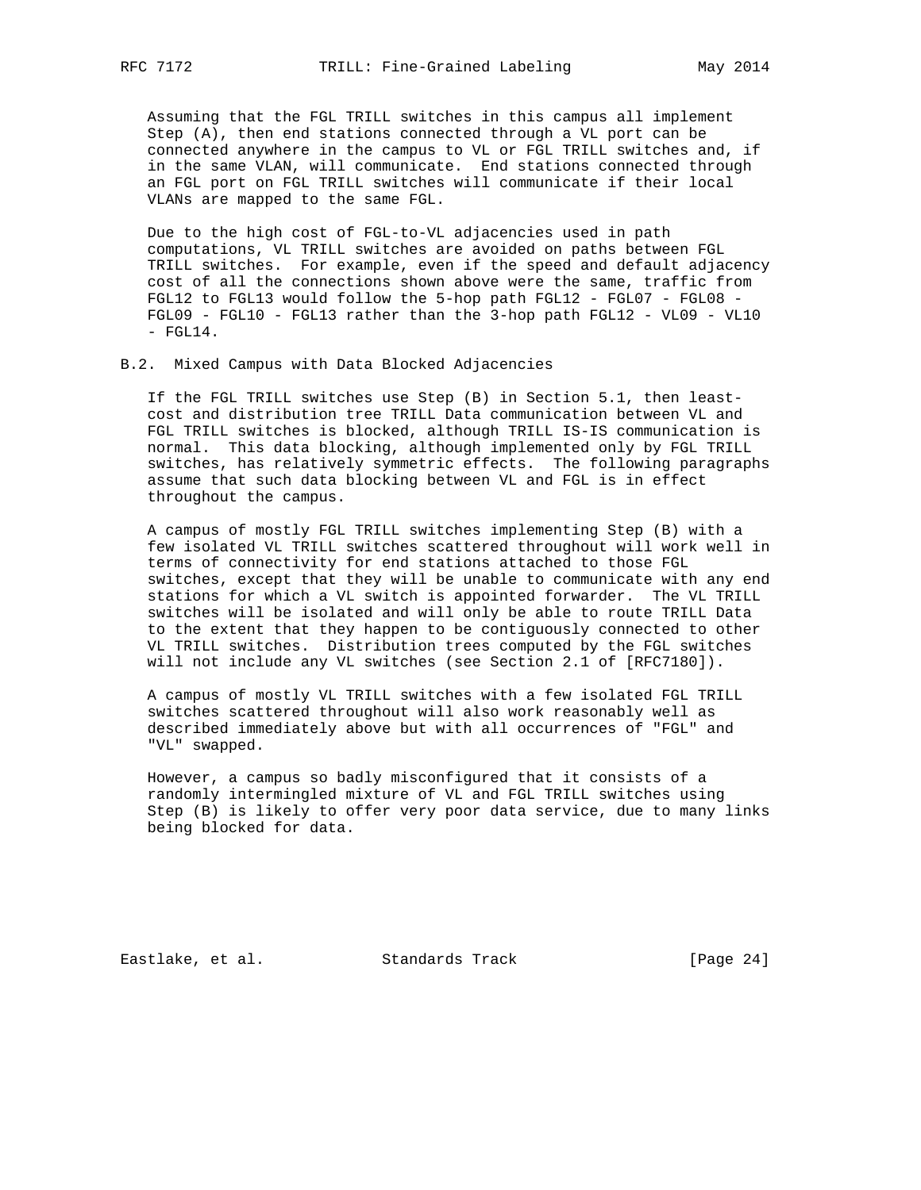Assuming that the FGL TRILL switches in this campus all implement Step (A), then end stations connected through a VL port can be connected anywhere in the campus to VL or FGL TRILL switches and, if in the same VLAN, will communicate. End stations connected through an FGL port on FGL TRILL switches will communicate if their local VLANs are mapped to the same FGL.

Due to the high cost of FGL-to-VL adjacencies used in path computations, VL TRILL switches are avoided on paths between FGL TRILL switches. For example, even if the speed and default adjacency cost of all the connections shown above were the same, traffic from FGL12 to FGL13 would follow the 5-hop path FGL12 - FGL07 - FGL08 - FGL09 - FGL10 - FGL13 rather than the 3-hop path FGL12 - VL09 - VL10 - FGL14.

## B.2. Mixed Campus with Data Blocked Adjacencies

If the FGL TRILL switches use Step (B) in Section 5.1, then least-cost and distribution tree TRILL Data communication between VL and FGL TRILL switches is blocked, although TRILL IS-IS communication is normal. This data blocking, although implemented only by FGL TRILL switches, has relatively symmetric effects. The following paragraphs assume that such data blocking between VL and FGL is in effect throughout the campus.

A campus of mostly FGL TRILL switches implementing Step (B) with a few isolated VL TRILL switches scattered throughout will work well in terms of connectivity for end stations attached to those FGL switches, except that they will be unable to communicate with any end stations for which a VL switch is appointed forwarder. The VL TRILL switches will be isolated and will only be able to route TRILL Data to the extent that they happen to be contiguously connected to other VL TRILL switches. Distribution trees computed by the FGL switches will not include any VL switches (see Section 2.1 of [RFC7180]).

A campus of mostly VL TRILL switches with a few isolated FGL TRILL switches scattered throughout will also work reasonably well as described immediately above but with all occurrences of "FGL" and "VL" swapped.

However, a campus so badly misconfigured that it consists of a randomly intermingled mixture of VL and FGL TRILL switches using Step (B) is likely to offer very poor data service, due to many links being blocked for data.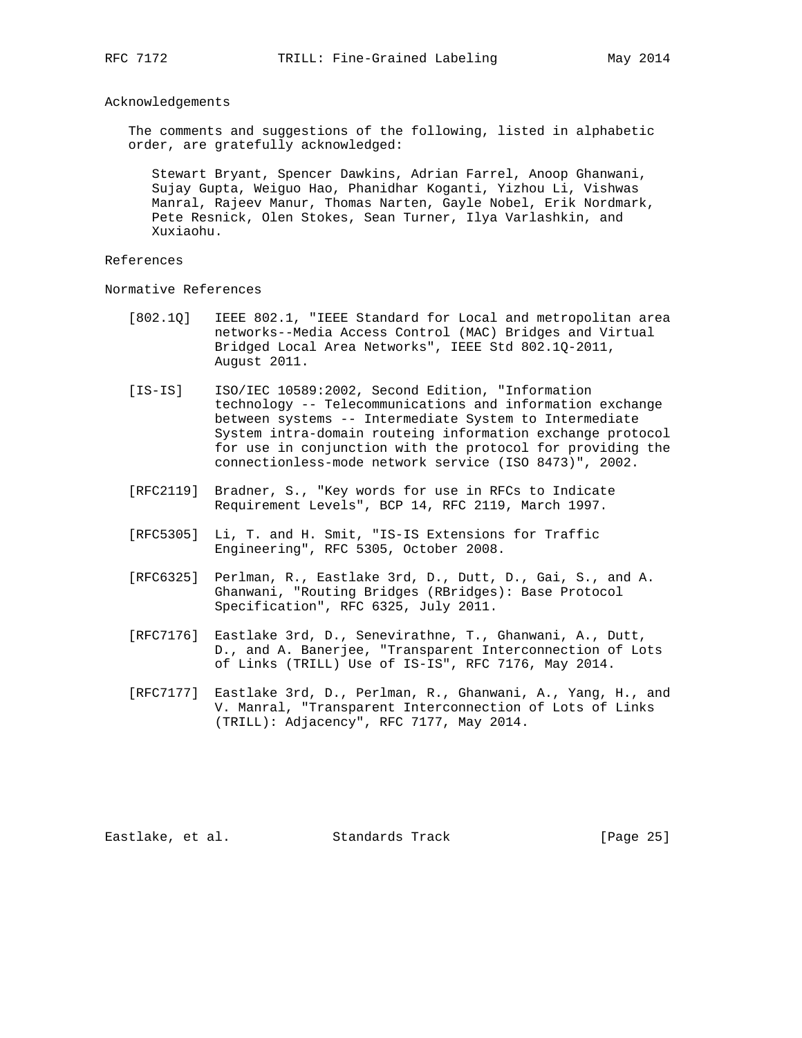## Acknowledgements

The comments and suggestions of the following, listed in alphabetic order, are gratefully acknowledged:

Stewart Bryant, Spencer Dawkins, Adrian Farrel, Anoop Ghanwani, Sujay Gupta, Weiguo Hao, Phanidhar Koganti, Yizhou Li, Vishwas Manral, Rajeev Manur, Thomas Narten, Gayle Nobel, Erik Nordmark, Pete Resnick, Olen Stokes, Sean Turner, Ilya Varlashkin, and Xuxiaohu.

## References

### Normative References

[802.1Q] IEEE 802.1, "IEEE Standard for Local and metropolitan area networks--Media Access Control (MAC) Bridges and Virtual Bridged Local Area Networks", IEEE Std 802.1Q-2011, August 2011.

[IS-IS] ISO/IEC 10589:2002, Second Edition, "Information technology -- Telecommunications and information exchange between systems -- Intermediate System to Intermediate System intra-domain routeing information exchange protocol for use in conjunction with the protocol for providing the connectionless-mode network service (ISO 8473)", 2002.

[RFC2119] Bradner, S., "Key words for use in RFCs to Indicate Requirement Levels", BCP 14, RFC 2119, March 1997.

[RFC5305] Li, T. and H. Smit, "IS-IS Extensions for Traffic Engineering", RFC 5305, October 2008.

[RFC6325] Perlman, R., Eastlake 3rd, D., Dutt, D., Gai, S., and A. Ghanwani, "Routing Bridges (RBridges): Base Protocol Specification", RFC 6325, July 2011.

[RFC7176] Eastlake 3rd, D., Senevirathne, T., Ghanwani, A., Dutt, D., and A. Banerjee, "Transparent Interconnection of Lots of Links (TRILL) Use of IS-IS", RFC 7176, May 2014.

[RFC7177] Eastlake 3rd, D., Perlman, R., Ghanwani, A., Yang, H., and V. Manral, "Transparent Interconnection of Lots of Links (TRILL): Adjacency", RFC 7177, May 2014.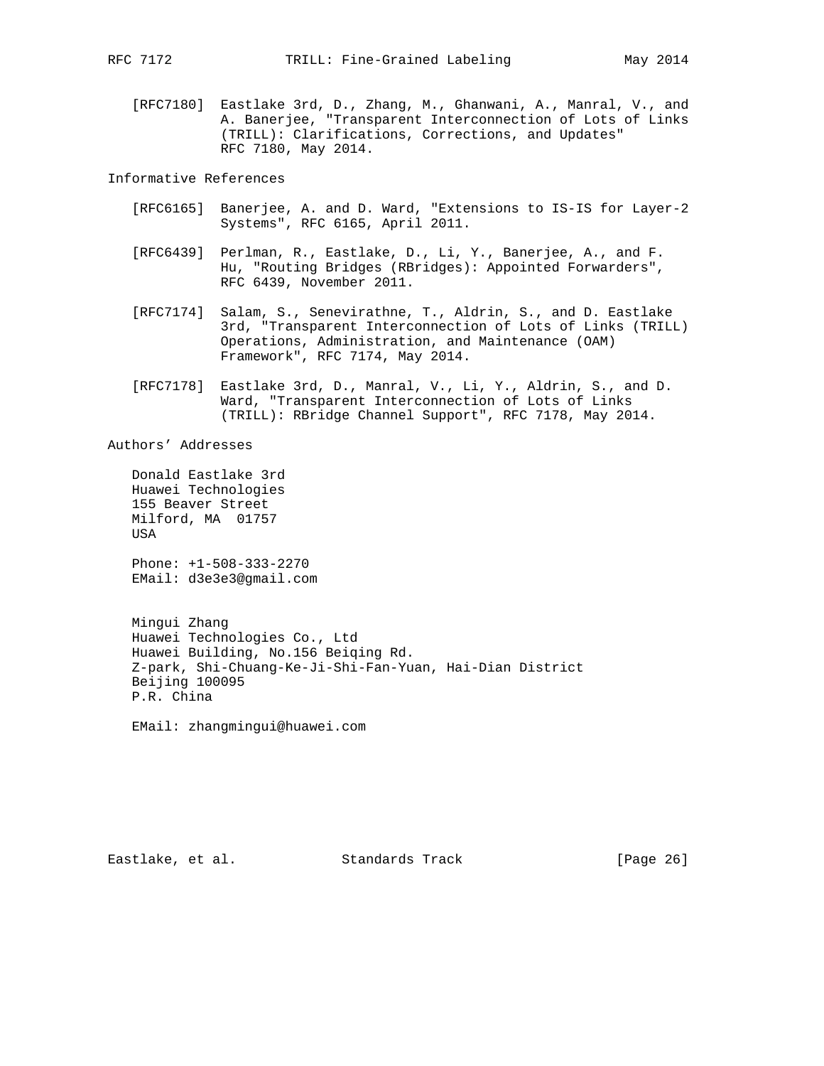[RFC7180] Eastlake 3rd, D., Zhang, M., Ghanwani, A., Manral, V., and A. Banerjee, "Transparent Interconnection of Lots of Links (TRILL): Clarifications, Corrections, and Updates" RFC 7180, May 2014.

## Informative References

[RFC6165] Banerjee, A. and D. Ward, "Extensions to IS-IS for Layer-2 Systems", RFC 6165, April 2011.

[RFC6439] Perlman, R., Eastlake, D., Li, Y., Banerjee, A., and F. Hu, "Routing Bridges (RBridges): Appointed Forwarders", RFC 6439, November 2011.

[RFC7174] Salam, S., Senevirathne, T., Aldrin, S., and D. Eastlake 3rd, "Transparent Interconnection of Lots of Links (TRILL) Operations, Administration, and Maintenance (OAM) Framework", RFC 7174, May 2014.

[RFC7178] Eastlake 3rd, D., Manral, V., Li, Y., Aldrin, S., and D. Ward, "Transparent Interconnection of Lots of Links (TRILL): RBridge Channel Support", RFC 7178, May 2014.

## Authors' Addresses

Donald Eastlake 3rd
Huawei Technologies
155 Beaver Street
Milford, MA 01757
USA

Phone: +1-508-333-2270
EMail: d3e3e3@gmail.com

Mingui Zhang
Huawei Technologies Co., Ltd
Huawei Building, No.156 Beiqing Rd.
Z-park, Shi-Chuang-Ke-Ji-Shi-Fan-Yuan, Hai-Dian District
Beijing 100095
P.R. China

EMail: zhangmingui@huawei.com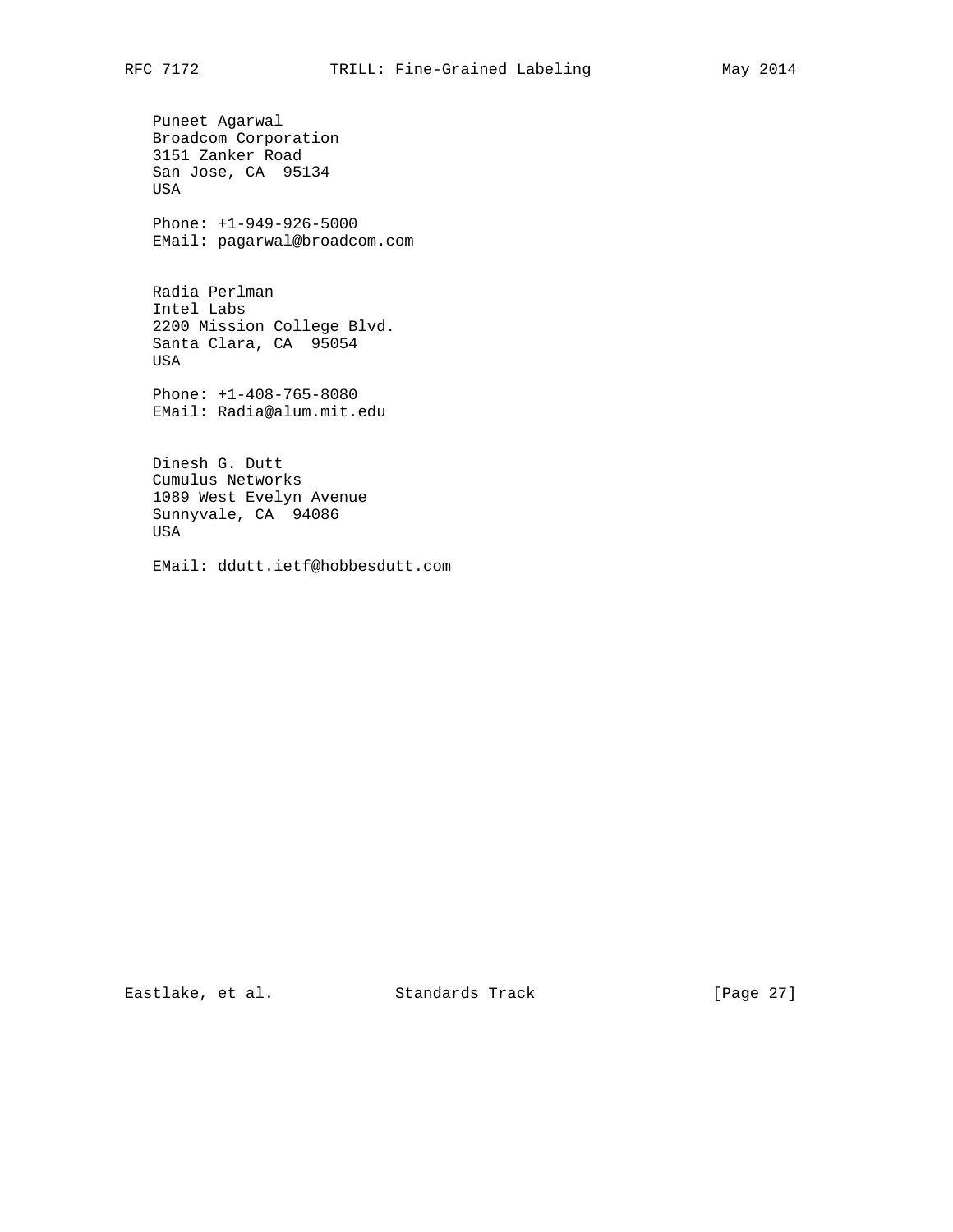Puneet Agarwal
Broadcom Corporation
3151 Zanker Road
San Jose, CA  95134
USA

Phone: +1-949-926-5000
EMail: pagarwal@broadcom.com

Radia Perlman
Intel Labs
2200 Mission College Blvd.
Santa Clara, CA  95054
USA

Phone: +1-408-765-8080
EMail: Radia@alum.mit.edu

Dinesh G. Dutt
Cumulus Networks
1089 West Evelyn Avenue
Sunnyvale, CA  94086
USA

EMail: ddutt.ietf@hobbesdutt.com